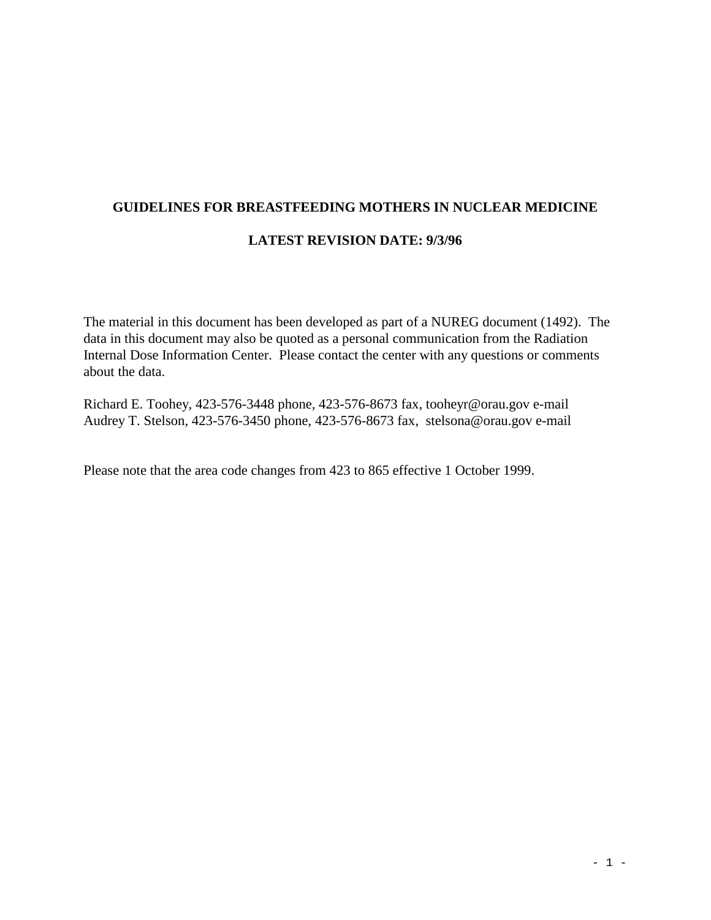# GUIDELINES FOR BREASTFEEDING MOTHERS IN NUCLEAR MEDICINE

## LATEST REVISION DATE: 9/3/96

The material in this document has been developed as part of a NUREG document (1492). The data in this document may also be quoted as a personal communication from the Radiation Internal Dose Information Center. Please contact the center with any questions or comments about the data.

Richard E. Toohey, 423-576-3448 phone, 423-576-8673 fax, tooheyr@orau.gov e-mail
Audrey T. Stelson, 423-576-3450 phone, 423-576-8673 fax, stelsona@orau.gov e-mail

Please note that the area code changes from 423 to 865 effective 1 October 1999.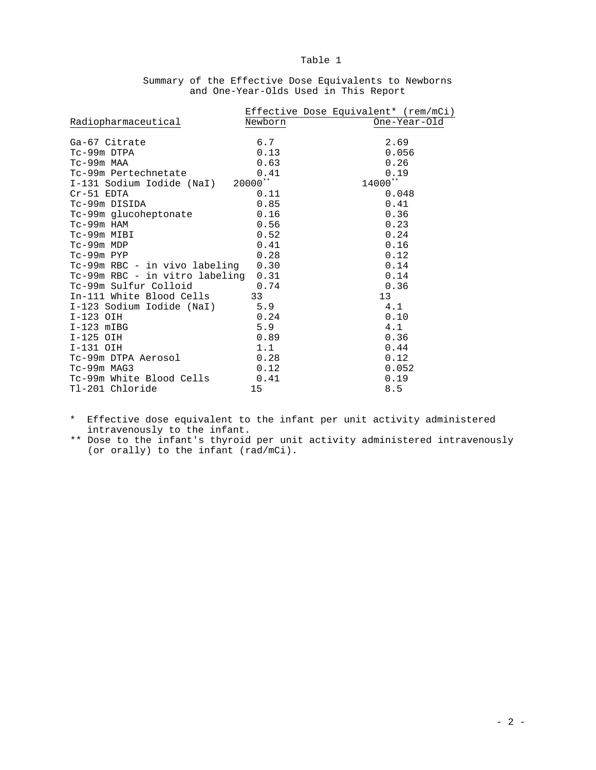Table 1

Summary of the Effective Dose Equivalents to Newborns and One-Year-Olds Used in This Report

| Radiopharmaceutical | Effective Dose Equivalent* (rem/mCi) | |
|---|---|---|
| | Newborn | One-Year-Old |
| Ga-67 Citrate | 6.7 | 2.69 |
| Tc-99m DTPA | 0.13 | 0.056 |
| Tc-99m MAA | 0.63 | 0.26 |
| Tc-99m Pertechnetate | 0.41 | 0.19 |
| I-131 Sodium Iodide (NaI) | 20000** | 14000** |
| Cr-51 EDTA | 0.11 | 0.048 |
| Tc-99m DISIDA | 0.85 | 0.41 |
| Tc-99m glucoheptonate | 0.16 | 0.36 |
| Tc-99m HAM | 0.56 | 0.23 |
| Tc-99m MIBI | 0.52 | 0.24 |
| Tc-99m MDP | 0.41 | 0.16 |
| Tc-99m PYP | 0.28 | 0.12 |
| Tc-99m RBC - in vivo labeling | 0.30 | 0.14 |
| Tc-99m RBC - in vitro labeling | 0.31 | 0.14 |
| Tc-99m Sulfur Colloid | 0.74 | 0.36 |
| In-111 White Blood Cells | 33 | 13 |
| I-123 Sodium Iodide (NaI) | 5.9 | 4.1 |
| I-123 OIH | 0.24 | 0.10 |
| I-123 mIBG | 5.9 | 4.1 |
| I-125 OIH | 0.89 | 0.36 |
| I-131 OIH | 1.1 | 0.44 |
| Tc-99m DTPA Aerosol | 0.28 | 0.12 |
| Tc-99m MAG3 | 0.12 | 0.052 |
| Tc-99m White Blood Cells | 0.41 | 0.19 |
| Tl-201 Chloride | 15 | 8.5 |

\* Effective dose equivalent to the infant per unit activity administered intravenously to the infant.

\*\* Dose to the infant's thyroid per unit activity administered intravenously (or orally) to the infant (rad/mCi).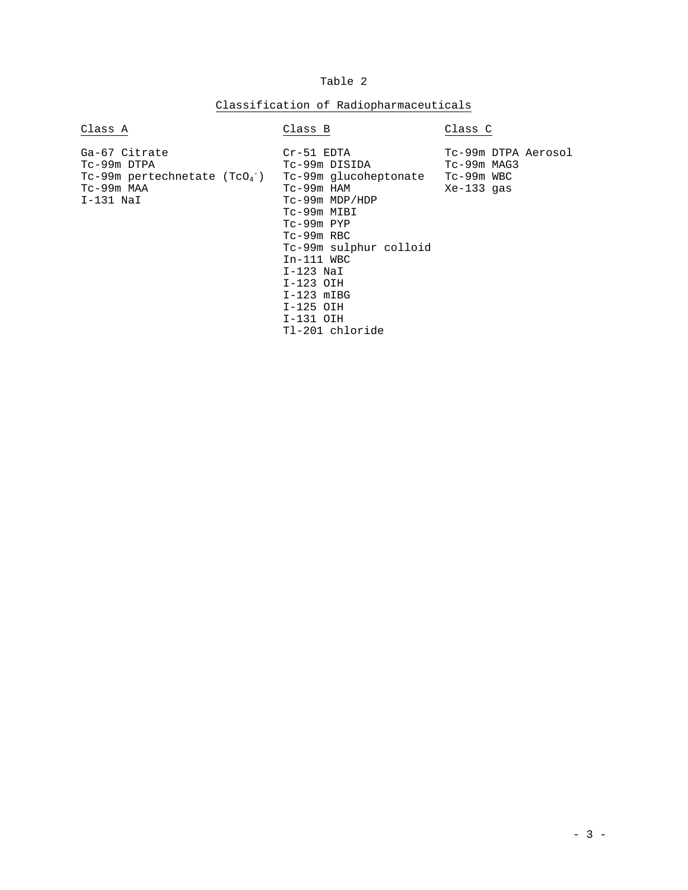Table 2

Classification of Radiopharmaceuticals

| Class A | Class B | Class C |
|---|---|---|
| Ga-67 Citrate | Cr-51 EDTA | Tc-99m DTPA Aerosol |
| Tc-99m DTPA | Tc-99m DISIDA | Tc-99m MAG3 |
| Tc-99m pertechnetate ($TcO_4^-$) | Tc-99m glucoheptonate | Tc-99m WBC |
| Tc-99m MAA | Tc-99m HAM | Xe-133 gas |
| I-131 NaI | Tc-99m MDP/HDP | |
| | Tc-99m MIBI | |
| | Tc-99m PYP | |
| | Tc-99m RBC | |
| | Tc-99m sulphur colloid | |
| | In-111 WBC | |
| | I-123 NaI | |
| | I-123 OIH | |
| | I-123 mIBG | |
| | I-125 OIH | |
| | I-131 OIH | |
| | Tl-201 chloride | |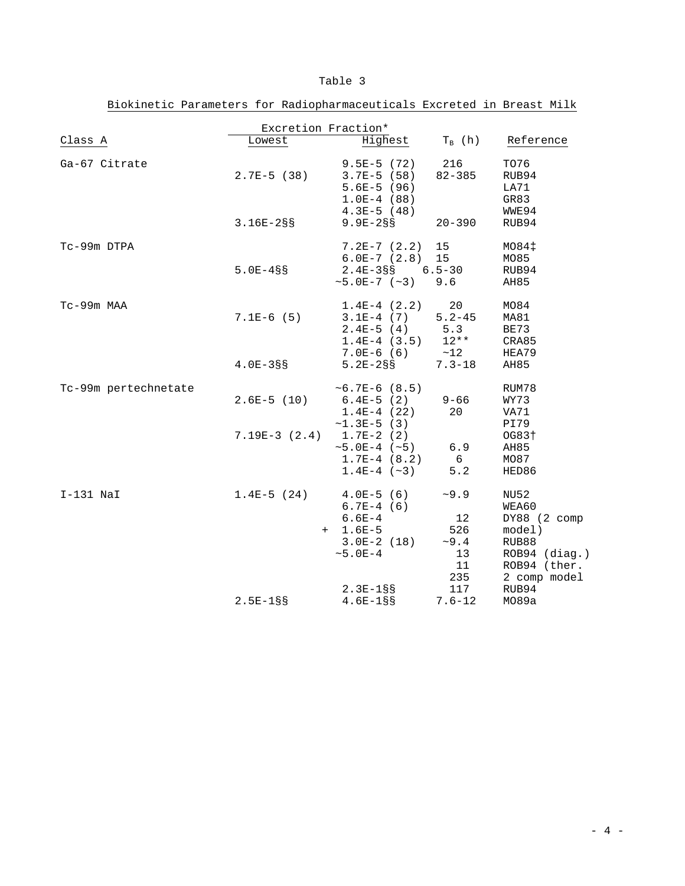Table 3

Biokinetic Parameters for Radiopharmaceuticals Excreted in Breast Milk

| Class A | Excretion Fraction* Lowest | Highest | $T_B$ (h) | Reference |
|---|---|---|---|---|
| Ga-67 Citrate | | 9.5E-5 (72) | 216 | TO76 |
| | 2.7E-5 (38) | 3.7E-5 (58) | 82-385 | RUB94 |
| | | 5.6E-5 (96) | | LA71 |
| | | 1.0E-4 (88) | | GR83 |
| | | 4.3E-5 (48) | | WWE94 |
| | 3.16E-2§§ | 9.9E-2§§ | 20-390 | RUB94 |
| Tc-99m DTPA | | 7.2E-7 (2.2) | 15 | MO84‡ |
| | | 6.0E-7 (2.8) | 15 | MO85 |
| | 5.0E-4§§ | 2.4E-3§§ | 6.5-30 | RUB94 |
| | | ~5.0E-7 (~3) | 9.6 | AH85 |
| Tc-99m MAA | | 1.4E-4 (2.2) | 20 | MO84 |
| | 7.1E-6 (5) | 3.1E-4 (7) | 5.2-45 | MA81 |
| | | 2.4E-5 (4) | 5.3 | BE73 |
| | | 1.4E-4 (3.5) | 12** | CRA85 |
| | | 7.0E-6 (6) | ~12 | HEA79 |
| | 4.0E-3§§ | 5.2E-2§§ | 7.3-18 | AH85 |
| Tc-99m pertechnetate | | ~6.7E-6 (8.5) | | RUM78 |
| | 2.6E-5 (10) | 6.4E-5 (2) | 9-66 | WY73 |
| | | 1.4E-4 (22) | 20 | VA71 |
| | | ~1.3E-5 (3) | | PI79 |
| | 7.19E-3 (2.4) | 1.7E-2 (2) | | OG83† |
| | | ~5.0E-4 (~5) | 6.9 | AH85 |
| | | 1.7E-4 (8.2) | 6 | MO87 |
| | | 1.4E-4 (~3) | 5.2 | HED86 |
| I-131 NaI | 1.4E-5 (24) | 4.0E-5 (6) | ~9.9 | NU52 |
| | | 6.7E-4 (6) | | WEA60 |
| | | 6.6E-4 | 12 | DY88 (2 comp |
| | | + 1.6E-5 | 526 | model) |
| | | 3.0E-2 (18) | ~9.4 | RUB88 |
| | | ~5.0E-4 | 13 | ROB94 (diag.) |
| | | | 11 | ROB94 (ther. |
| | | | 235 | 2 comp model |
| | | 2.3E-1§§ | 117 | RUB94 |
| | 2.5E-1§§ | 4.6E-1§§ | 7.6-12 | MO89a |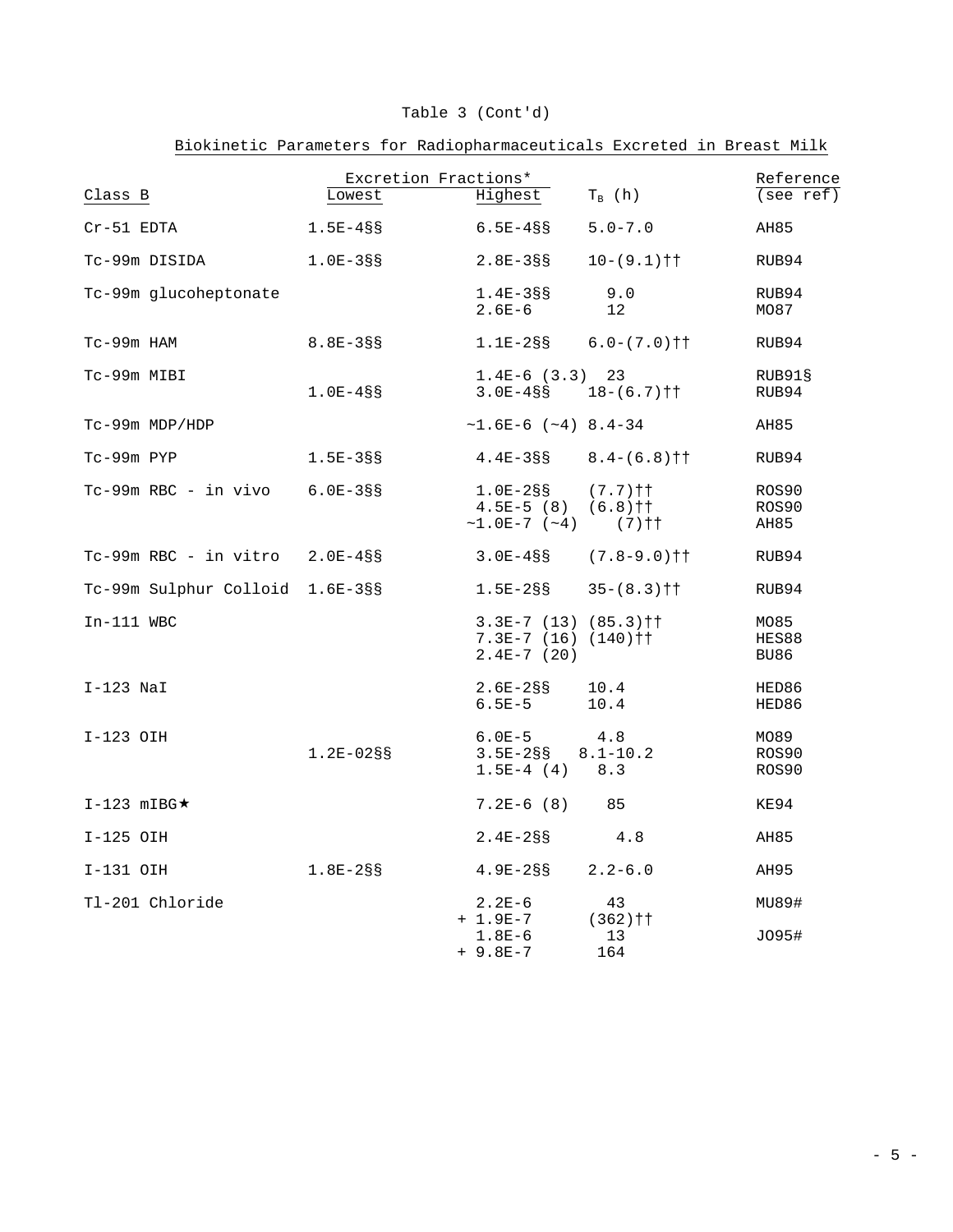Table 3 (Cont'd)

Biokinetic Parameters for Radiopharmaceuticals Excreted in Breast Milk

| Class B | Excretion Fractions* Lowest | Highest | $T_B$ (h) | Reference (see ref) |
|---|---|---|---|---|
| Cr-51 EDTA | 1.5E-4§§ | 6.5E-4§§ | 5.0-7.0 | AH85 |
| Tc-99m DISIDA | 1.0E-3§§ | 2.8E-3§§ | 10-(9.1)†† | RUB94 |
| Tc-99m glucoheptonate | | 1.4E-3§§ | 9.0 | RUB94 |
| | | 2.6E-6 | 12 | MO87 |
| Tc-99m HAM | 8.8E-3§§ | 1.1E-2§§ | 6.0-(7.0)†† | RUB94 |
| Tc-99m MIBI | | 1.4E-6 (3.3) | 23 | RUB91§ |
| | 1.0E-4§§ | 3.0E-4§§ | 18-(6.7)†† | RUB94 |
| Tc-99m MDP/HDP | | ~1.6E-6 (~4) | 8.4-34 | AH85 |
| Tc-99m PYP | 1.5E-3§§ | 4.4E-3§§ | 8.4-(6.8)†† | RUB94 |
| Tc-99m RBC - in vivo | 6.0E-3§§ | 1.0E-2§§ | (7.7)†† | ROS90 |
| | | 4.5E-5 (8) | (6.8)†† | ROS90 |
| | | ~1.0E-7 (~4) | (7)†† | AH85 |
| Tc-99m RBC - in vitro | 2.0E-4§§ | 3.0E-4§§ | (7.8-9.0)†† | RUB94 |
| Tc-99m Sulphur Colloid | 1.6E-3§§ | 1.5E-2§§ | 35-(8.3)†† | RUB94 |
| In-111 WBC | | 3.3E-7 (13) | (85.3)†† | MO85 |
| | | 7.3E-7 (16) | (140)†† | HES88 |
| | | 2.4E-7 (20) | | BU86 |
| I-123 NaI | | 2.6E-2§§ | 10.4 | HED86 |
| | | 6.5E-5 | 10.4 | HED86 |
| I-123 OIH | | 6.0E-5 | 4.8 | MO89 |
| | 1.2E-02§§ | 3.5E-2§§ | 8.1-10.2 | ROS90 |
| | | 1.5E-4 (4) | 8.3 | ROS90 |
| I-123 mIBG★ | | 7.2E-6 (8) | 85 | KE94 |
| I-125 OIH | | 2.4E-2§§ | 4.8 | AH85 |
| I-131 OIH | 1.8E-2§§ | 4.9E-2§§ | 2.2-6.0 | AH95 |
| Tl-201 Chloride | | 2.2E-6 | 43 | MU89# |
| | | + 1.9E-7 | (362)†† | |
| | | 1.8E-6 | 13 | JO95# |
| | | + 9.8E-7 | 164 | |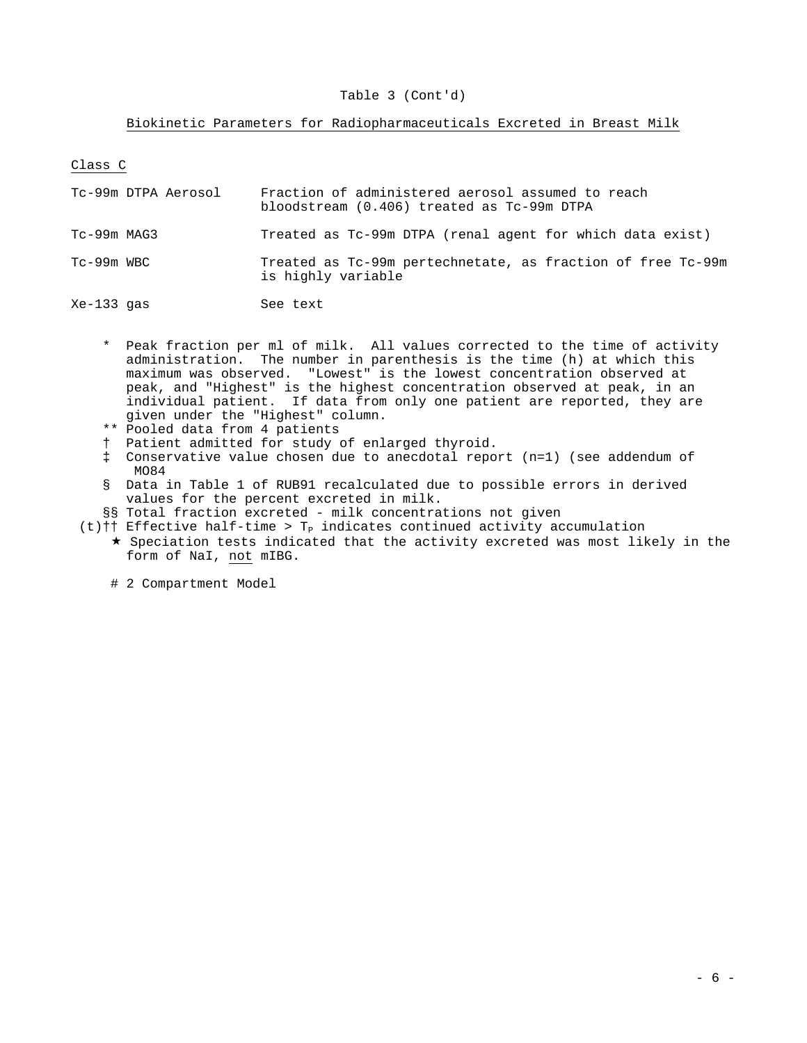Table 3 (Cont'd)

Biokinetic Parameters for Radiopharmaceuticals Excreted in Breast Milk

Class C

| | |
|---|---|
| Tc-99m DTPA Aerosol | Fraction of administered aerosol assumed to reach bloodstream (0.406) treated as Tc-99m DTPA |
| Tc-99m MAG3 | Treated as Tc-99m DTPA (renal agent for which data exist) |
| Tc-99m WBC | Treated as Tc-99m pertechnetate, as fraction of free Tc-99m is highly variable |
| Xe-133 gas | See text |

\* Peak fraction per ml of milk. All values corrected to the time of activity administration. The number in parenthesis is the time (h) at which this maximum was observed. "Lowest" is the lowest concentration observed at peak, and "Highest" is the highest concentration observed at peak, in an individual patient. If data from only one patient are reported, they are given under the "Highest" column.

\*\* Pooled data from 4 patients

† Patient admitted for study of enlarged thyroid.

‡ Conservative value chosen due to anecdotal report (n=1) (see addendum of MO84

§ Data in Table 1 of RUB91 recalculated due to possible errors in derived values for the percent excreted in milk.

§§ Total fraction excreted - milk concentrations not given

(t)†† Effective half-time > $T_P$ indicates continued activity accumulation

★ Speciation tests indicated that the activity excreted was most likely in the form of NaI, <u>not</u> mIBG.

# 2 Compartment Model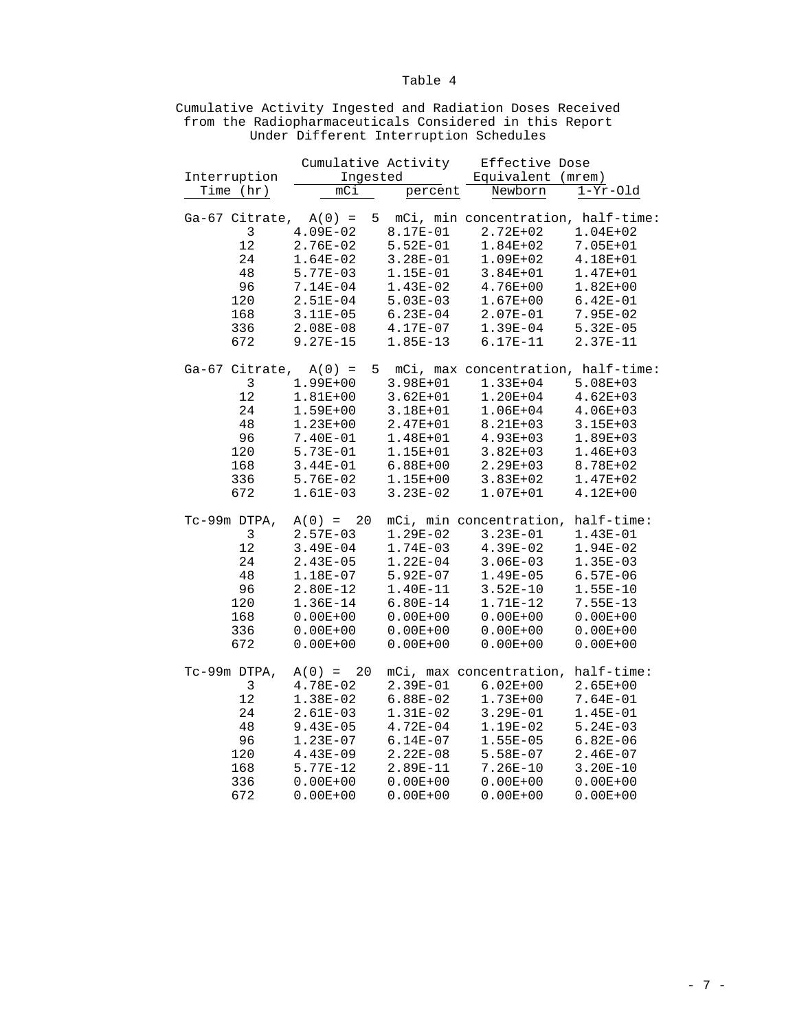Table 4

Cumulative Activity Ingested and Radiation Doses Received from the Radiopharmaceuticals Considered in this Report Under Different Interruption Schedules

| Interruption Time (hr) | Cumulative Activity Ingested | | Effective Dose Equivalent (mrem) | |
|---|---|---|---|---|
| | mCi | percent | Newborn | 1-Yr-Old |
| **Ga-67 Citrate, A(0) = 5 mCi, min concentration, half-time:** | | | | |
| 3 | 4.09E-02 | 8.17E-01 | 2.72E+02 | 1.04E+02 |
| 12 | 2.76E-02 | 5.52E-01 | 1.84E+02 | 7.05E+01 |
| 24 | 1.64E-02 | 3.28E-01 | 1.09E+02 | 4.18E+01 |
| 48 | 5.77E-03 | 1.15E-01 | 3.84E+01 | 1.47E+01 |
| 96 | 7.14E-04 | 1.43E-02 | 4.76E+00 | 1.82E+00 |
| 120 | 2.51E-04 | 5.03E-03 | 1.67E+00 | 6.42E-01 |
| 168 | 3.11E-05 | 6.23E-04 | 2.07E-01 | 7.95E-02 |
| 336 | 2.08E-08 | 4.17E-07 | 1.39E-04 | 5.32E-05 |
| 672 | 9.27E-15 | 1.85E-13 | 6.17E-11 | 2.37E-11 |
| **Ga-67 Citrate, A(0) = 5 mCi, max concentration, half-time:** | | | | |
| 3 | 1.99E+00 | 3.98E+01 | 1.33E+04 | 5.08E+03 |
| 12 | 1.81E+00 | 3.62E+01 | 1.20E+04 | 4.62E+03 |
| 24 | 1.59E+00 | 3.18E+01 | 1.06E+04 | 4.06E+03 |
| 48 | 1.23E+00 | 2.47E+01 | 8.21E+03 | 3.15E+03 |
| 96 | 7.40E-01 | 1.48E+01 | 4.93E+03 | 1.89E+03 |
| 120 | 5.73E-01 | 1.15E+01 | 3.82E+03 | 1.46E+03 |
| 168 | 3.44E-01 | 6.88E+00 | 2.29E+03 | 8.78E+02 |
| 336 | 5.76E-02 | 1.15E+00 | 3.83E+02 | 1.47E+02 |
| 672 | 1.61E-03 | 3.23E-02 | 1.07E+01 | 4.12E+00 |
| **Tc-99m DTPA, A(0) = 20 mCi, min concentration, half-time:** | | | | |
| 3 | 2.57E-03 | 1.29E-02 | 3.23E-01 | 1.43E-01 |
| 12 | 3.49E-04 | 1.74E-03 | 4.39E-02 | 1.94E-02 |
| 24 | 2.43E-05 | 1.22E-04 | 3.06E-03 | 1.35E-03 |
| 48 | 1.18E-07 | 5.92E-07 | 1.49E-05 | 6.57E-06 |
| 96 | 2.80E-12 | 1.40E-11 | 3.52E-10 | 1.55E-10 |
| 120 | 1.36E-14 | 6.80E-14 | 1.71E-12 | 7.55E-13 |
| 168 | 0.00E+00 | 0.00E+00 | 0.00E+00 | 0.00E+00 |
| 336 | 0.00E+00 | 0.00E+00 | 0.00E+00 | 0.00E+00 |
| 672 | 0.00E+00 | 0.00E+00 | 0.00E+00 | 0.00E+00 |
| **Tc-99m DTPA, A(0) = 20 mCi, max concentration, half-time:** | | | | |
| 3 | 4.78E-02 | 2.39E-01 | 6.02E+00 | 2.65E+00 |
| 12 | 1.38E-02 | 6.88E-02 | 1.73E+00 | 7.64E-01 |
| 24 | 2.61E-03 | 1.31E-02 | 3.29E-01 | 1.45E-01 |
| 48 | 9.43E-05 | 4.72E-04 | 1.19E-02 | 5.24E-03 |
| 96 | 1.23E-07 | 6.14E-07 | 1.55E-05 | 6.82E-06 |
| 120 | 4.43E-09 | 2.22E-08 | 5.58E-07 | 2.46E-07 |
| 168 | 5.77E-12 | 2.89E-11 | 7.26E-10 | 3.20E-10 |
| 336 | 0.00E+00 | 0.00E+00 | 0.00E+00 | 0.00E+00 |
| 672 | 0.00E+00 | 0.00E+00 | 0.00E+00 | 0.00E+00 |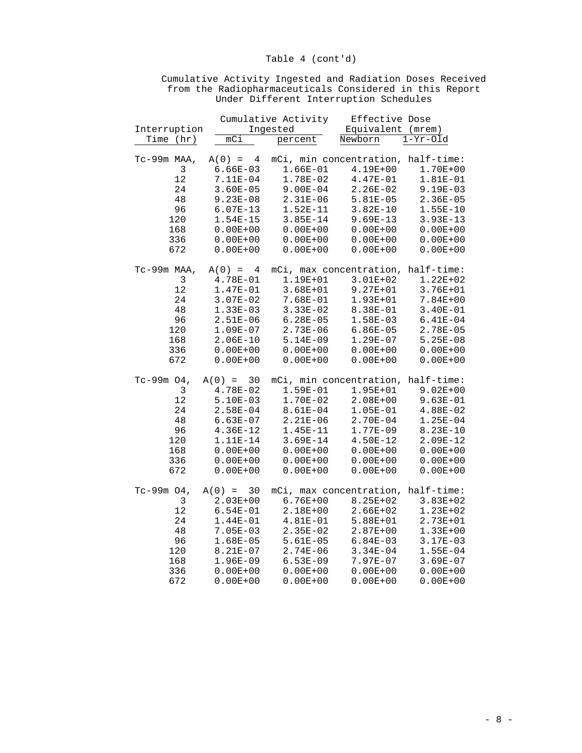Table 4 (cont'd)

Cumulative Activity Ingested and Radiation Doses Received from the Radiopharmaceuticals Considered in this Report Under Different Interruption Schedules

| Interruption Time (hr) | Cumulative Activity Ingested | | Effective Dose Equivalent (mrem) | |
|---|---|---|---|---|
| | mCi | percent | Newborn | 1-Yr-Old |
| **Tc-99m MAA, A(0) = 4 mCi, min concentration, half-time:** | | | | |
| 3 | 6.66E-03 | 1.66E-01 | 4.19E+00 | 1.70E+00 |
| 12 | 7.11E-04 | 1.78E-02 | 4.47E-01 | 1.81E-01 |
| 24 | 3.60E-05 | 9.00E-04 | 2.26E-02 | 9.19E-03 |
| 48 | 9.23E-08 | 2.31E-06 | 5.81E-05 | 2.36E-05 |
| 96 | 6.07E-13 | 1.52E-11 | 3.82E-10 | 1.55E-10 |
| 120 | 1.54E-15 | 3.85E-14 | 9.69E-13 | 3.93E-13 |
| 168 | 0.00E+00 | 0.00E+00 | 0.00E+00 | 0.00E+00 |
| 336 | 0.00E+00 | 0.00E+00 | 0.00E+00 | 0.00E+00 |
| 672 | 0.00E+00 | 0.00E+00 | 0.00E+00 | 0.00E+00 |
| **Tc-99m MAA, A(0) = 4 mCi, max concentration, half-time:** | | | | |
| 3 | 4.78E-01 | 1.19E+01 | 3.01E+02 | 1.22E+02 |
| 12 | 1.47E-01 | 3.68E+01 | 9.27E+01 | 3.76E+01 |
| 24 | 3.07E-02 | 7.68E-01 | 1.93E+01 | 7.84E+00 |
| 48 | 1.33E-03 | 3.33E-02 | 8.38E-01 | 3.40E-01 |
| 96 | 2.51E-06 | 6.28E-05 | 1.58E-03 | 6.41E-04 |
| 120 | 1.09E-07 | 2.73E-06 | 6.86E-05 | 2.78E-05 |
| 168 | 2.06E-10 | 5.14E-09 | 1.29E-07 | 5.25E-08 |
| 336 | 0.00E+00 | 0.00E+00 | 0.00E+00 | 0.00E+00 |
| 672 | 0.00E+00 | 0.00E+00 | 0.00E+00 | 0.00E+00 |
| **Tc-99m O4, A(0) = 30 mCi, min concentration, half-time:** | | | | |
| 3 | 4.78E-02 | 1.59E-01 | 1.95E+01 | 9.02E+00 |
| 12 | 5.10E-03 | 1.70E-02 | 2.08E+00 | 9.63E-01 |
| 24 | 2.58E-04 | 8.61E-04 | 1.05E-01 | 4.88E-02 |
| 48 | 6.63E-07 | 2.21E-06 | 2.70E-04 | 1.25E-04 |
| 96 | 4.36E-12 | 1.45E-11 | 1.77E-09 | 8.23E-10 |
| 120 | 1.11E-14 | 3.69E-14 | 4.50E-12 | 2.09E-12 |
| 168 | 0.00E+00 | 0.00E+00 | 0.00E+00 | 0.00E+00 |
| 336 | 0.00E+00 | 0.00E+00 | 0.00E+00 | 0.00E+00 |
| 672 | 0.00E+00 | 0.00E+00 | 0.00E+00 | 0.00E+00 |
| **Tc-99m O4, A(0) = 30 mCi, max concentration, half-time:** | | | | |
| 3 | 2.03E+00 | 6.76E+00 | 8.25E+02 | 3.83E+02 |
| 12 | 6.54E-01 | 2.18E+00 | 2.66E+02 | 1.23E+02 |
| 24 | 1.44E-01 | 4.81E-01 | 5.88E+01 | 2.73E+01 |
| 48 | 7.05E-03 | 2.35E-02 | 2.87E+00 | 1.33E+00 |
| 96 | 1.68E-05 | 5.61E-05 | 6.84E-03 | 3.17E-03 |
| 120 | 8.21E-07 | 2.74E-06 | 3.34E-04 | 1.55E-04 |
| 168 | 1.96E-09 | 6.53E-09 | 7.97E-07 | 3.69E-07 |
| 336 | 0.00E+00 | 0.00E+00 | 0.00E+00 | 0.00E+00 |
| 672 | 0.00E+00 | 0.00E+00 | 0.00E+00 | 0.00E+00 |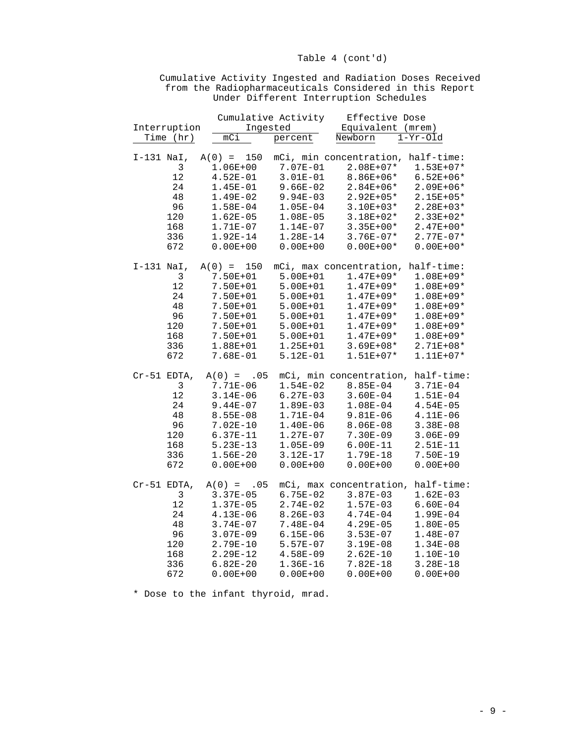Table 4 (cont'd)

Cumulative Activity Ingested and Radiation Doses Received from the Radiopharmaceuticals Considered in this Report Under Different Interruption Schedules

| Interruption Time (hr) | Cumulative Activity Ingested | | Effective Dose Equivalent (mrem) | |
|---|---|---|---|---|
| | mCi | percent | Newborn | 1-Yr-Old |
| I-131 NaI, A(0) = 150 mCi, min concentration, half-time: | | | | |
| 3 | 1.06E+00 | 7.07E-01 | 2.08E+07* | 1.53E+07* |
| 12 | 4.52E-01 | 3.01E-01 | 8.86E+06* | 6.52E+06* |
| 24 | 1.45E-01 | 9.66E-02 | 2.84E+06* | 2.09E+06* |
| 48 | 1.49E-02 | 9.94E-03 | 2.92E+05* | 2.15E+05* |
| 96 | 1.58E-04 | 1.05E-04 | 3.10E+03* | 2.28E+03* |
| 120 | 1.62E-05 | 1.08E-05 | 3.18E+02* | 2.33E+02* |
| 168 | 1.71E-07 | 1.14E-07 | 3.35E+00* | 2.47E+00* |
| 336 | 1.92E-14 | 1.28E-14 | 3.76E-07* | 2.77E-07* |
| 672 | 0.00E+00 | 0.00E+00 | 0.00E+00* | 0.00E+00* |
| I-131 NaI, A(0) = 150 mCi, max concentration, half-time: | | | | |
| 3 | 7.50E+01 | 5.00E+01 | 1.47E+09* | 1.08E+09* |
| 12 | 7.50E+01 | 5.00E+01 | 1.47E+09* | 1.08E+09* |
| 24 | 7.50E+01 | 5.00E+01 | 1.47E+09* | 1.08E+09* |
| 48 | 7.50E+01 | 5.00E+01 | 1.47E+09* | 1.08E+09* |
| 96 | 7.50E+01 | 5.00E+01 | 1.47E+09* | 1.08E+09* |
| 120 | 7.50E+01 | 5.00E+01 | 1.47E+09* | 1.08E+09* |
| 168 | 7.50E+01 | 5.00E+01 | 1.47E+09* | 1.08E+09* |
| 336 | 1.88E+01 | 1.25E+01 | 3.69E+08* | 2.71E+08* |
| 672 | 7.68E-01 | 5.12E-01 | 1.51E+07* | 1.11E+07* |
| Cr-51 EDTA, A(0) = .05 mCi, min concentration, half-time: | | | | |
| 3 | 7.71E-06 | 1.54E-02 | 8.85E-04 | 3.71E-04 |
| 12 | 3.14E-06 | 6.27E-03 | 3.60E-04 | 1.51E-04 |
| 24 | 9.44E-07 | 1.89E-03 | 1.08E-04 | 4.54E-05 |
| 48 | 8.55E-08 | 1.71E-04 | 9.81E-06 | 4.11E-06 |
| 96 | 7.02E-10 | 1.40E-06 | 8.06E-08 | 3.38E-08 |
| 120 | 6.37E-11 | 1.27E-07 | 7.30E-09 | 3.06E-09 |
| 168 | 5.23E-13 | 1.05E-09 | 6.00E-11 | 2.51E-11 |
| 336 | 1.56E-20 | 3.12E-17 | 1.79E-18 | 7.50E-19 |
| 672 | 0.00E+00 | 0.00E+00 | 0.00E+00 | 0.00E+00 |
| Cr-51 EDTA, A(0) = .05 mCi, max concentration, half-time: | | | | |
| 3 | 3.37E-05 | 6.75E-02 | 3.87E-03 | 1.62E-03 |
| 12 | 1.37E-05 | 2.74E-02 | 1.57E-03 | 6.60E-04 |
| 24 | 4.13E-06 | 8.26E-03 | 4.74E-04 | 1.99E-04 |
| 48 | 3.74E-07 | 7.48E-04 | 4.29E-05 | 1.80E-05 |
| 96 | 3.07E-09 | 6.15E-06 | 3.53E-07 | 1.48E-07 |
| 120 | 2.79E-10 | 5.57E-07 | 3.19E-08 | 1.34E-08 |
| 168 | 2.29E-12 | 4.58E-09 | 2.62E-10 | 1.10E-10 |
| 336 | 6.82E-20 | 1.36E-16 | 7.82E-18 | 3.28E-18 |
| 672 | 0.00E+00 | 0.00E+00 | 0.00E+00 | 0.00E+00 |

\* Dose to the infant thyroid, mrad.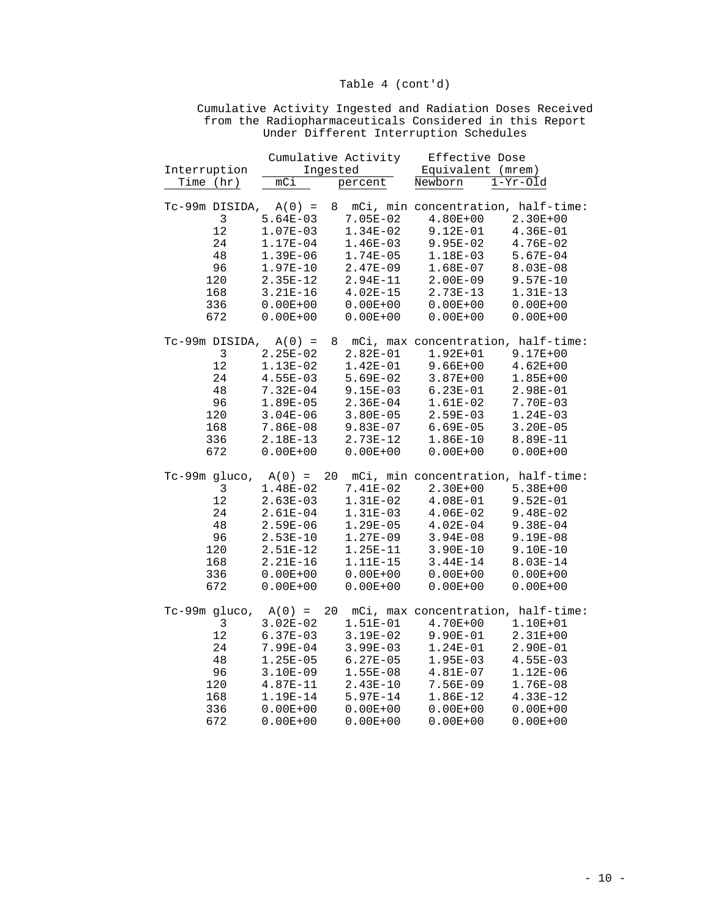Table 4 (cont'd)

Cumulative Activity Ingested and Radiation Doses Received from the Radiopharmaceuticals Considered in this Report Under Different Interruption Schedules

| Interruption | Cumulative Activity Ingested | | Effective Dose Equivalent (mrem) | |
|---|---|---|---|---|
| Time (hr) | mCi | percent | Newborn | 1-Yr-Old |
| **Tc-99m DISIDA, A(0) = 8 mCi, min concentration, half-time:** | | | | |
| 3 | 5.64E-03 | 7.05E-02 | 4.80E+00 | 2.30E+00 |
| 12 | 1.07E-03 | 1.34E-02 | 9.12E-01 | 4.36E-01 |
| 24 | 1.17E-04 | 1.46E-03 | 9.95E-02 | 4.76E-02 |
| 48 | 1.39E-06 | 1.74E-05 | 1.18E-03 | 5.67E-04 |
| 96 | 1.97E-10 | 2.47E-09 | 1.68E-07 | 8.03E-08 |
| 120 | 2.35E-12 | 2.94E-11 | 2.00E-09 | 9.57E-10 |
| 168 | 3.21E-16 | 4.02E-15 | 2.73E-13 | 1.31E-13 |
| 336 | 0.00E+00 | 0.00E+00 | 0.00E+00 | 0.00E+00 |
| 672 | 0.00E+00 | 0.00E+00 | 0.00E+00 | 0.00E+00 |
| **Tc-99m DISIDA, A(0) = 8 mCi, max concentration, half-time:** | | | | |
| 3 | 2.25E-02 | 2.82E-01 | 1.92E+01 | 9.17E+00 |
| 12 | 1.13E-02 | 1.42E-01 | 9.66E+00 | 4.62E+00 |
| 24 | 4.55E-03 | 5.69E-02 | 3.87E+00 | 1.85E+00 |
| 48 | 7.32E-04 | 9.15E-03 | 6.23E-01 | 2.98E-01 |
| 96 | 1.89E-05 | 2.36E-04 | 1.61E-02 | 7.70E-03 |
| 120 | 3.04E-06 | 3.80E-05 | 2.59E-03 | 1.24E-03 |
| 168 | 7.86E-08 | 9.83E-07 | 6.69E-05 | 3.20E-05 |
| 336 | 2.18E-13 | 2.73E-12 | 1.86E-10 | 8.89E-11 |
| 672 | 0.00E+00 | 0.00E+00 | 0.00E+00 | 0.00E+00 |
| **Tc-99m gluco, A(0) = 20 mCi, min concentration, half-time:** | | | | |
| 3 | 1.48E-02 | 7.41E-02 | 2.30E+00 | 5.38E+00 |
| 12 | 2.63E-03 | 1.31E-02 | 4.08E-01 | 9.52E-01 |
| 24 | 2.61E-04 | 1.31E-03 | 4.06E-02 | 9.48E-02 |
| 48 | 2.59E-06 | 1.29E-05 | 4.02E-04 | 9.38E-04 |
| 96 | 2.53E-10 | 1.27E-09 | 3.94E-08 | 9.19E-08 |
| 120 | 2.51E-12 | 1.25E-11 | 3.90E-10 | 9.10E-10 |
| 168 | 2.21E-16 | 1.11E-15 | 3.44E-14 | 8.03E-14 |
| 336 | 0.00E+00 | 0.00E+00 | 0.00E+00 | 0.00E+00 |
| 672 | 0.00E+00 | 0.00E+00 | 0.00E+00 | 0.00E+00 |
| **Tc-99m gluco, A(0) = 20 mCi, max concentration, half-time:** | | | | |
| 3 | 3.02E-02 | 1.51E-01 | 4.70E+00 | 1.10E+01 |
| 12 | 6.37E-03 | 3.19E-02 | 9.90E-01 | 2.31E+00 |
| 24 | 7.99E-04 | 3.99E-03 | 1.24E-01 | 2.90E-01 |
| 48 | 1.25E-05 | 6.27E-05 | 1.95E-03 | 4.55E-03 |
| 96 | 3.10E-09 | 1.55E-08 | 4.81E-07 | 1.12E-06 |
| 120 | 4.87E-11 | 2.43E-10 | 7.56E-09 | 1.76E-08 |
| 168 | 1.19E-14 | 5.97E-14 | 1.86E-12 | 4.33E-12 |
| 336 | 0.00E+00 | 0.00E+00 | 0.00E+00 | 0.00E+00 |
| 672 | 0.00E+00 | 0.00E+00 | 0.00E+00 | 0.00E+00 |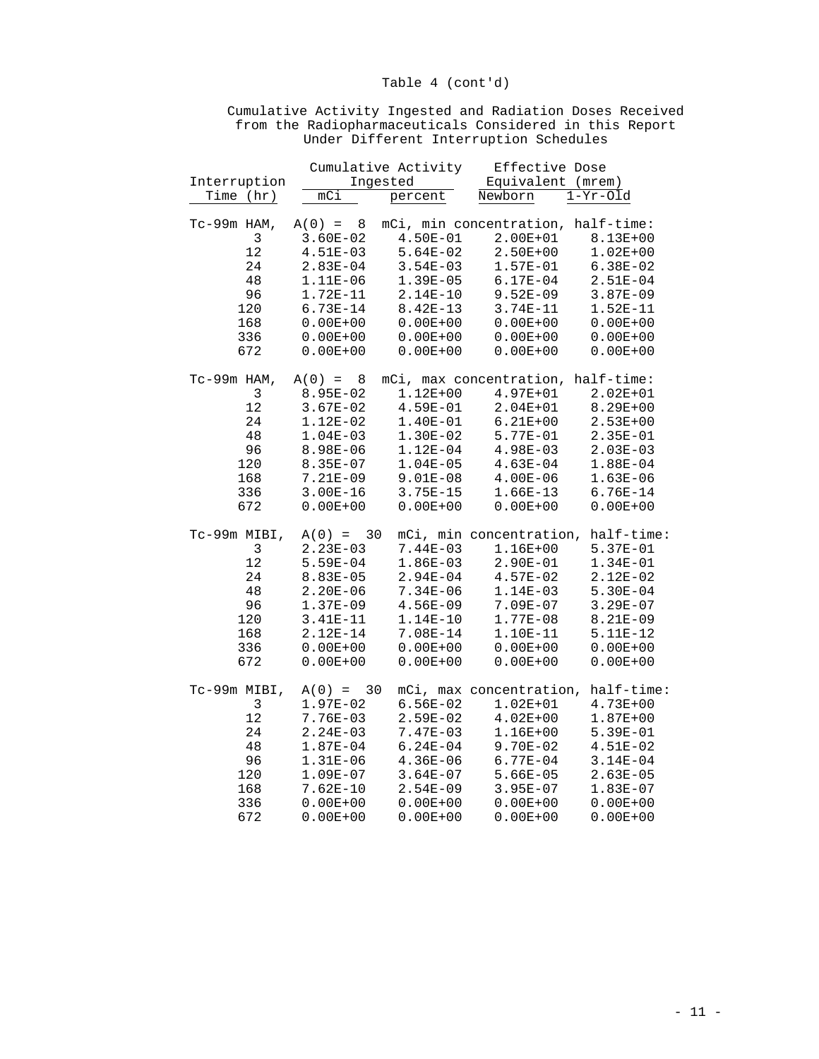Table 4 (cont'd)

Cumulative Activity Ingested and Radiation Doses Received from the Radiopharmaceuticals Considered in this Report Under Different Interruption Schedules

| Interruption Time (hr) | Cumulative Activity Ingested | | Effective Dose Equivalent (mrem) | |
|---|---|---|---|---|
| | mCi | percent | Newborn | 1-Yr-Old |
| **Tc-99m HAM, A(0) = 8 mCi, min concentration, half-time:** | | | | |
| 3 | 3.60E-02 | 4.50E-01 | 2.00E+01 | 8.13E+00 |
| 12 | 4.51E-03 | 5.64E-02 | 2.50E+00 | 1.02E+00 |
| 24 | 2.83E-04 | 3.54E-03 | 1.57E-01 | 6.38E-02 |
| 48 | 1.11E-06 | 1.39E-05 | 6.17E-04 | 2.51E-04 |
| 96 | 1.72E-11 | 2.14E-10 | 9.52E-09 | 3.87E-09 |
| 120 | 6.73E-14 | 8.42E-13 | 3.74E-11 | 1.52E-11 |
| 168 | 0.00E+00 | 0.00E+00 | 0.00E+00 | 0.00E+00 |
| 336 | 0.00E+00 | 0.00E+00 | 0.00E+00 | 0.00E+00 |
| 672 | 0.00E+00 | 0.00E+00 | 0.00E+00 | 0.00E+00 |
| **Tc-99m HAM, A(0) = 8 mCi, max concentration, half-time:** | | | | |
| 3 | 8.95E-02 | 1.12E+00 | 4.97E+01 | 2.02E+01 |
| 12 | 3.67E-02 | 4.59E-01 | 2.04E+01 | 8.29E+00 |
| 24 | 1.12E-02 | 1.40E-01 | 6.21E+00 | 2.53E+00 |
| 48 | 1.04E-03 | 1.30E-02 | 5.77E-01 | 2.35E-01 |
| 96 | 8.98E-06 | 1.12E-04 | 4.98E-03 | 2.03E-03 |
| 120 | 8.35E-07 | 1.04E-05 | 4.63E-04 | 1.88E-04 |
| 168 | 7.21E-09 | 9.01E-08 | 4.00E-06 | 1.63E-06 |
| 336 | 3.00E-16 | 3.75E-15 | 1.66E-13 | 6.76E-14 |
| 672 | 0.00E+00 | 0.00E+00 | 0.00E+00 | 0.00E+00 |
| **Tc-99m MIBI, A(0) = 30 mCi, min concentration, half-time:** | | | | |
| 3 | 2.23E-03 | 7.44E-03 | 1.16E+00 | 5.37E-01 |
| 12 | 5.59E-04 | 1.86E-03 | 2.90E-01 | 1.34E-01 |
| 24 | 8.83E-05 | 2.94E-04 | 4.57E-02 | 2.12E-02 |
| 48 | 2.20E-06 | 7.34E-06 | 1.14E-03 | 5.30E-04 |
| 96 | 1.37E-09 | 4.56E-09 | 7.09E-07 | 3.29E-07 |
| 120 | 3.41E-11 | 1.14E-10 | 1.77E-08 | 8.21E-09 |
| 168 | 2.12E-14 | 7.08E-14 | 1.10E-11 | 5.11E-12 |
| 336 | 0.00E+00 | 0.00E+00 | 0.00E+00 | 0.00E+00 |
| 672 | 0.00E+00 | 0.00E+00 | 0.00E+00 | 0.00E+00 |
| **Tc-99m MIBI, A(0) = 30 mCi, max concentration, half-time:** | | | | |
| 3 | 1.97E-02 | 6.56E-02 | 1.02E+01 | 4.73E+00 |
| 12 | 7.76E-03 | 2.59E-02 | 4.02E+00 | 1.87E+00 |
| 24 | 2.24E-03 | 7.47E-03 | 1.16E+00 | 5.39E-01 |
| 48 | 1.87E-04 | 6.24E-04 | 9.70E-02 | 4.51E-02 |
| 96 | 1.31E-06 | 4.36E-06 | 6.77E-04 | 3.14E-04 |
| 120 | 1.09E-07 | 3.64E-07 | 5.66E-05 | 2.63E-05 |
| 168 | 7.62E-10 | 2.54E-09 | 3.95E-07 | 1.83E-07 |
| 336 | 0.00E+00 | 0.00E+00 | 0.00E+00 | 0.00E+00 |
| 672 | 0.00E+00 | 0.00E+00 | 0.00E+00 | 0.00E+00 |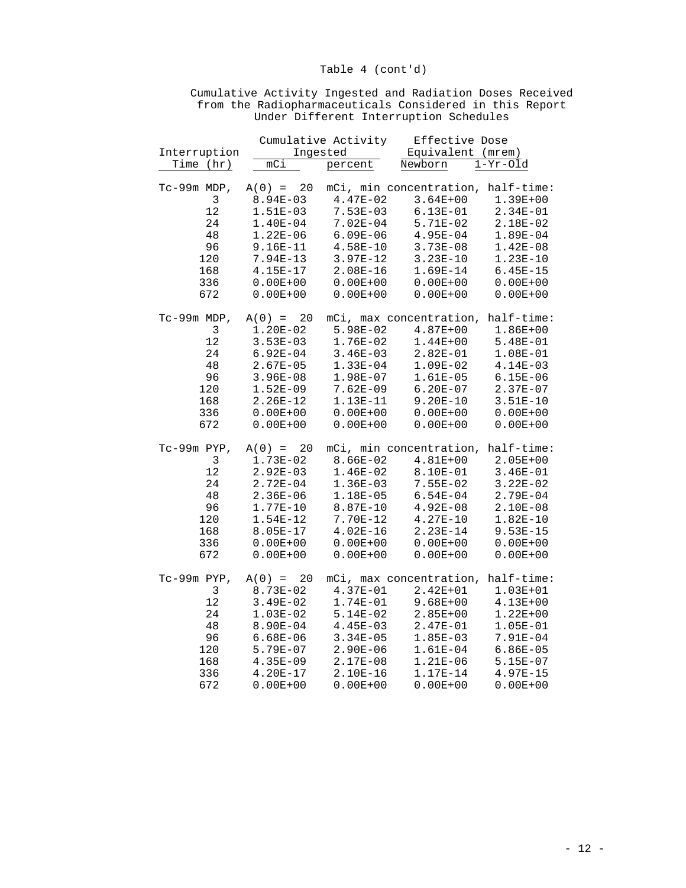Table 4 (cont'd)

Cumulative Activity Ingested and Radiation Doses Received from the Radiopharmaceuticals Considered in this Report Under Different Interruption Schedules

| Interruption Time (hr) | Cumulative Activity Ingested | | Effective Dose Equivalent (mrem) | |
|---|---|---|---|---|
| | mCi | percent | Newborn | 1-Yr-Old |
| **Tc-99m MDP, A(0) = 20 mCi, min concentration, half-time:** | | | | |
| 3 | 8.94E-03 | 4.47E-02 | 3.64E+00 | 1.39E+00 |
| 12 | 1.51E-03 | 7.53E-03 | 6.13E-01 | 2.34E-01 |
| 24 | 1.40E-04 | 7.02E-04 | 5.71E-02 | 2.18E-02 |
| 48 | 1.22E-06 | 6.09E-06 | 4.95E-04 | 1.89E-04 |
| 96 | 9.16E-11 | 4.58E-10 | 3.73E-08 | 1.42E-08 |
| 120 | 7.94E-13 | 3.97E-12 | 3.23E-10 | 1.23E-10 |
| 168 | 4.15E-17 | 2.08E-16 | 1.69E-14 | 6.45E-15 |
| 336 | 0.00E+00 | 0.00E+00 | 0.00E+00 | 0.00E+00 |
| 672 | 0.00E+00 | 0.00E+00 | 0.00E+00 | 0.00E+00 |
| **Tc-99m MDP, A(0) = 20 mCi, max concentration, half-time:** | | | | |
| 3 | 1.20E-02 | 5.98E-02 | 4.87E+00 | 1.86E+00 |
| 12 | 3.53E-03 | 1.76E-02 | 1.44E+00 | 5.48E-01 |
| 24 | 6.92E-04 | 3.46E-03 | 2.82E-01 | 1.08E-01 |
| 48 | 2.67E-05 | 1.33E-04 | 1.09E-02 | 4.14E-03 |
| 96 | 3.96E-08 | 1.98E-07 | 1.61E-05 | 6.15E-06 |
| 120 | 1.52E-09 | 7.62E-09 | 6.20E-07 | 2.37E-07 |
| 168 | 2.26E-12 | 1.13E-11 | 9.20E-10 | 3.51E-10 |
| 336 | 0.00E+00 | 0.00E+00 | 0.00E+00 | 0.00E+00 |
| 672 | 0.00E+00 | 0.00E+00 | 0.00E+00 | 0.00E+00 |
| **Tc-99m PYP, A(0) = 20 mCi, min concentration, half-time:** | | | | |
| 3 | 1.73E-02 | 8.66E-02 | 4.81E+00 | 2.05E+00 |
| 12 | 2.92E-03 | 1.46E-02 | 8.10E-01 | 3.46E-01 |
| 24 | 2.72E-04 | 1.36E-03 | 7.55E-02 | 3.22E-02 |
| 48 | 2.36E-06 | 1.18E-05 | 6.54E-04 | 2.79E-04 |
| 96 | 1.77E-10 | 8.87E-10 | 4.92E-08 | 2.10E-08 |
| 120 | 1.54E-12 | 7.70E-12 | 4.27E-10 | 1.82E-10 |
| 168 | 8.05E-17 | 4.02E-16 | 2.23E-14 | 9.53E-15 |
| 336 | 0.00E+00 | 0.00E+00 | 0.00E+00 | 0.00E+00 |
| 672 | 0.00E+00 | 0.00E+00 | 0.00E+00 | 0.00E+00 |
| **Tc-99m PYP, A(0) = 20 mCi, max concentration, half-time:** | | | | |
| 3 | 8.73E-02 | 4.37E-01 | 2.42E+01 | 1.03E+01 |
| 12 | 3.49E-02 | 1.74E-01 | 9.68E+00 | 4.13E+00 |
| 24 | 1.03E-02 | 5.14E-02 | 2.85E+00 | 1.22E+00 |
| 48 | 8.90E-04 | 4.45E-03 | 2.47E-01 | 1.05E-01 |
| 96 | 6.68E-06 | 3.34E-05 | 1.85E-03 | 7.91E-04 |
| 120 | 5.79E-07 | 2.90E-06 | 1.61E-04 | 6.86E-05 |
| 168 | 4.35E-09 | 2.17E-08 | 1.21E-06 | 5.15E-07 |
| 336 | 4.20E-17 | 2.10E-16 | 1.17E-14 | 4.97E-15 |
| 672 | 0.00E+00 | 0.00E+00 | 0.00E+00 | 0.00E+00 |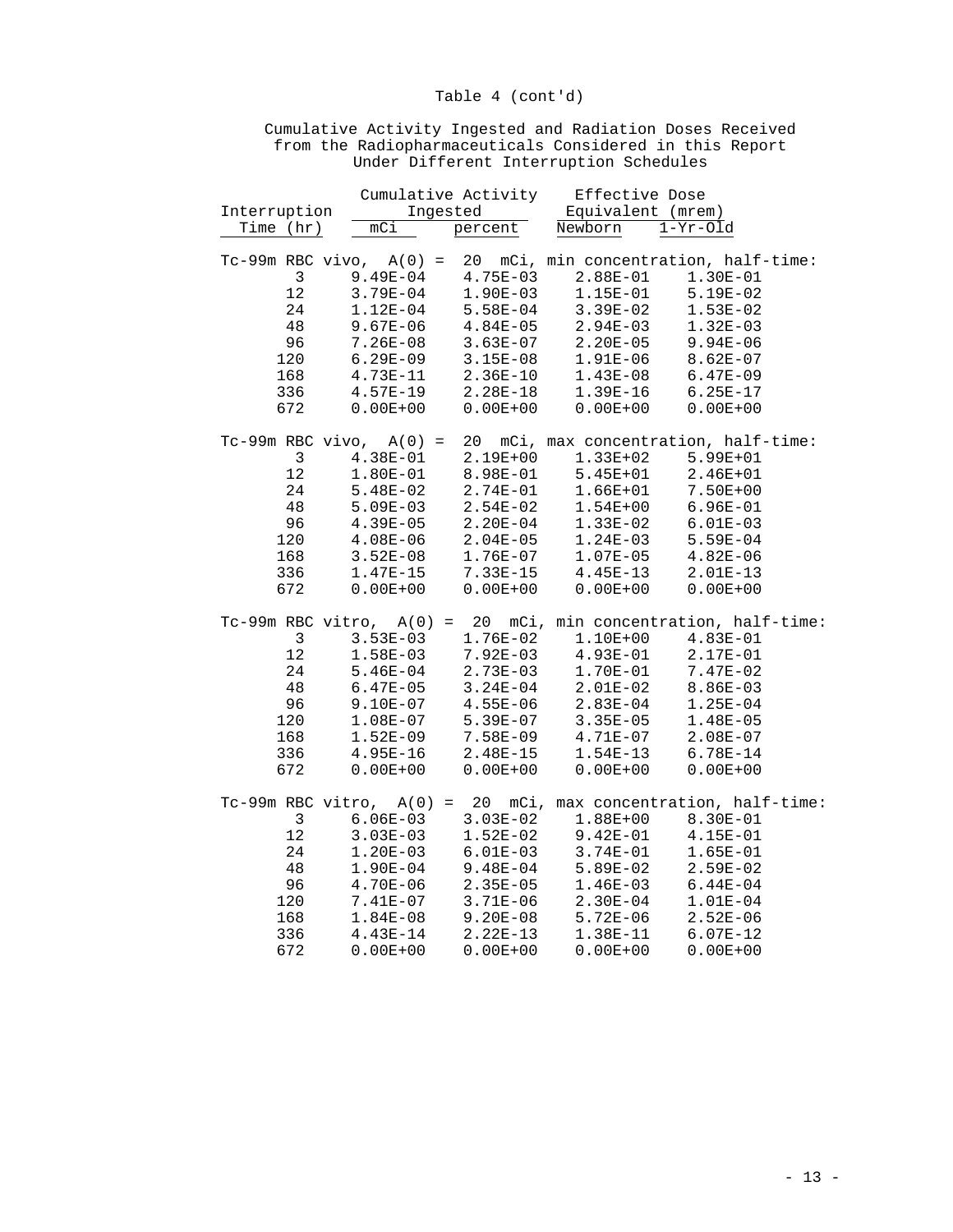Table 4 (cont'd)

Cumulative Activity Ingested and Radiation Doses Received from the Radiopharmaceuticals Considered in this Report Under Different Interruption Schedules

| Interruption Time (hr) | Cumulative Activity Ingested | | Effective Dose Equivalent (mrem) | |
|---|---|---|---|---|
| | mCi | percent | Newborn | 1-Yr-Old |
| **Tc-99m RBC vivo, A(0) = 20 mCi, min concentration, half-time:** | | | | |
| 3 | 9.49E-04 | 4.75E-03 | 2.88E-01 | 1.30E-01 |
| 12 | 3.79E-04 | 1.90E-03 | 1.15E-01 | 5.19E-02 |
| 24 | 1.12E-04 | 5.58E-04 | 3.39E-02 | 1.53E-02 |
| 48 | 9.67E-06 | 4.84E-05 | 2.94E-03 | 1.32E-03 |
| 96 | 7.26E-08 | 3.63E-07 | 2.20E-05 | 9.94E-06 |
| 120 | 6.29E-09 | 3.15E-08 | 1.91E-06 | 8.62E-07 |
| 168 | 4.73E-11 | 2.36E-10 | 1.43E-08 | 6.47E-09 |
| 336 | 4.57E-19 | 2.28E-18 | 1.39E-16 | 6.25E-17 |
| 672 | 0.00E+00 | 0.00E+00 | 0.00E+00 | 0.00E+00 |
| **Tc-99m RBC vivo, A(0) = 20 mCi, max concentration, half-time:** | | | | |
| 3 | 4.38E-01 | 2.19E+00 | 1.33E+02 | 5.99E+01 |
| 12 | 1.80E-01 | 8.98E-01 | 5.45E+01 | 2.46E+01 |
| 24 | 5.48E-02 | 2.74E-01 | 1.66E+01 | 7.50E+00 |
| 48 | 5.09E-03 | 2.54E-02 | 1.54E+00 | 6.96E-01 |
| 96 | 4.39E-05 | 2.20E-04 | 1.33E-02 | 6.01E-03 |
| 120 | 4.08E-06 | 2.04E-05 | 1.24E-03 | 5.59E-04 |
| 168 | 3.52E-08 | 1.76E-07 | 1.07E-05 | 4.82E-06 |
| 336 | 1.47E-15 | 7.33E-15 | 4.45E-13 | 2.01E-13 |
| 672 | 0.00E+00 | 0.00E+00 | 0.00E+00 | 0.00E+00 |
| **Tc-99m RBC vitro, A(0) = 20 mCi, min concentration, half-time:** | | | | |
| 3 | 3.53E-03 | 1.76E-02 | 1.10E+00 | 4.83E-01 |
| 12 | 1.58E-03 | 7.92E-03 | 4.93E-01 | 2.17E-01 |
| 24 | 5.46E-04 | 2.73E-03 | 1.70E-01 | 7.47E-02 |
| 48 | 6.47E-05 | 3.24E-04 | 2.01E-02 | 8.86E-03 |
| 96 | 9.10E-07 | 4.55E-06 | 2.83E-04 | 1.25E-04 |
| 120 | 1.08E-07 | 5.39E-07 | 3.35E-05 | 1.48E-05 |
| 168 | 1.52E-09 | 7.58E-09 | 4.71E-07 | 2.08E-07 |
| 336 | 4.95E-16 | 2.48E-15 | 1.54E-13 | 6.78E-14 |
| 672 | 0.00E+00 | 0.00E+00 | 0.00E+00 | 0.00E+00 |
| **Tc-99m RBC vitro, A(0) = 20 mCi, max concentration, half-time:** | | | | |
| 3 | 6.06E-03 | 3.03E-02 | 1.88E+00 | 8.30E-01 |
| 12 | 3.03E-03 | 1.52E-02 | 9.42E-01 | 4.15E-01 |
| 24 | 1.20E-03 | 6.01E-03 | 3.74E-01 | 1.65E-01 |
| 48 | 1.90E-04 | 9.48E-04 | 5.89E-02 | 2.59E-02 |
| 96 | 4.70E-06 | 2.35E-05 | 1.46E-03 | 6.44E-04 |
| 120 | 7.41E-07 | 3.71E-06 | 2.30E-04 | 1.01E-04 |
| 168 | 1.84E-08 | 9.20E-08 | 5.72E-06 | 2.52E-06 |
| 336 | 4.43E-14 | 2.22E-13 | 1.38E-11 | 6.07E-12 |
| 672 | 0.00E+00 | 0.00E+00 | 0.00E+00 | 0.00E+00 |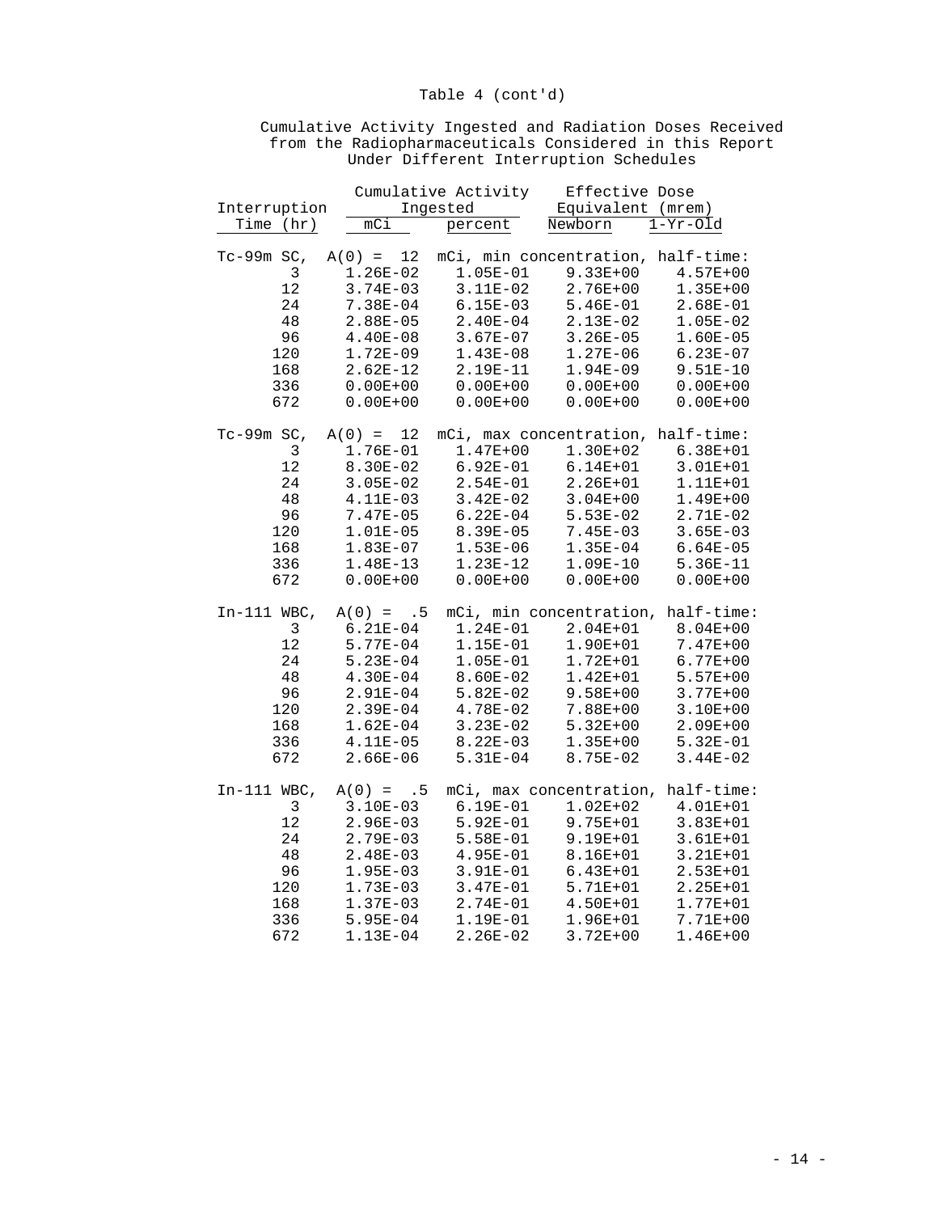Table 4 (cont'd)

Cumulative Activity Ingested and Radiation Doses Received from the Radiopharmaceuticals Considered in this Report Under Different Interruption Schedules

| Interruption | Cumulative Activity Ingested | | Effective Dose Equivalent (mrem) | |
|---|---|---|---|---|
| Time (hr) | mCi | percent | Newborn | 1-Yr-Old |
| **Tc-99m SC, A(0) = 12 mCi, min concentration, half-time:** | | | | |
| 3 | 1.26E-02 | 1.05E-01 | 9.33E+00 | 4.57E+00 |
| 12 | 3.74E-03 | 3.11E-02 | 2.76E+00 | 1.35E+00 |
| 24 | 7.38E-04 | 6.15E-03 | 5.46E-01 | 2.68E-01 |
| 48 | 2.88E-05 | 2.40E-04 | 2.13E-02 | 1.05E-02 |
| 96 | 4.40E-08 | 3.67E-07 | 3.26E-05 | 1.60E-05 |
| 120 | 1.72E-09 | 1.43E-08 | 1.27E-06 | 6.23E-07 |
| 168 | 2.62E-12 | 2.19E-11 | 1.94E-09 | 9.51E-10 |
| 336 | 0.00E+00 | 0.00E+00 | 0.00E+00 | 0.00E+00 |
| 672 | 0.00E+00 | 0.00E+00 | 0.00E+00 | 0.00E+00 |
| **Tc-99m SC, A(0) = 12 mCi, max concentration, half-time:** | | | | |
| 3 | 1.76E-01 | 1.47E+00 | 1.30E+02 | 6.38E+01 |
| 12 | 8.30E-02 | 6.92E-01 | 6.14E+01 | 3.01E+01 |
| 24 | 3.05E-02 | 2.54E-01 | 2.26E+01 | 1.11E+01 |
| 48 | 4.11E-03 | 3.42E-02 | 3.04E+00 | 1.49E+00 |
| 96 | 7.47E-05 | 6.22E-04 | 5.53E-02 | 2.71E-02 |
| 120 | 1.01E-05 | 8.39E-05 | 7.45E-03 | 3.65E-03 |
| 168 | 1.83E-07 | 1.53E-06 | 1.35E-04 | 6.64E-05 |
| 336 | 1.48E-13 | 1.23E-12 | 1.09E-10 | 5.36E-11 |
| 672 | 0.00E+00 | 0.00E+00 | 0.00E+00 | 0.00E+00 |
| **In-111 WBC, A(0) = .5 mCi, min concentration, half-time:** | | | | |
| 3 | 6.21E-04 | 1.24E-01 | 2.04E+01 | 8.04E+00 |
| 12 | 5.77E-04 | 1.15E-01 | 1.90E+01 | 7.47E+00 |
| 24 | 5.23E-04 | 1.05E-01 | 1.72E+01 | 6.77E+00 |
| 48 | 4.30E-04 | 8.60E-02 | 1.42E+01 | 5.57E+00 |
| 96 | 2.91E-04 | 5.82E-02 | 9.58E+00 | 3.77E+00 |
| 120 | 2.39E-04 | 4.78E-02 | 7.88E+00 | 3.10E+00 |
| 168 | 1.62E-04 | 3.23E-02 | 5.32E+00 | 2.09E+00 |
| 336 | 4.11E-05 | 8.22E-03 | 1.35E+00 | 5.32E-01 |
| 672 | 2.66E-06 | 5.31E-04 | 8.75E-02 | 3.44E-02 |
| **In-111 WBC, A(0) = .5 mCi, max concentration, half-time:** | | | | |
| 3 | 3.10E-03 | 6.19E-01 | 1.02E+02 | 4.01E+01 |
| 12 | 2.96E-03 | 5.92E-01 | 9.75E+01 | 3.83E+01 |
| 24 | 2.79E-03 | 5.58E-01 | 9.19E+01 | 3.61E+01 |
| 48 | 2.48E-03 | 4.95E-01 | 8.16E+01 | 3.21E+01 |
| 96 | 1.95E-03 | 3.91E-01 | 6.43E+01 | 2.53E+01 |
| 120 | 1.73E-03 | 3.47E-01 | 5.71E+01 | 2.25E+01 |
| 168 | 1.37E-03 | 2.74E-01 | 4.50E+01 | 1.77E+01 |
| 336 | 5.95E-04 | 1.19E-01 | 1.96E+01 | 7.71E+00 |
| 672 | 1.13E-04 | 2.26E-02 | 3.72E+00 | 1.46E+00 |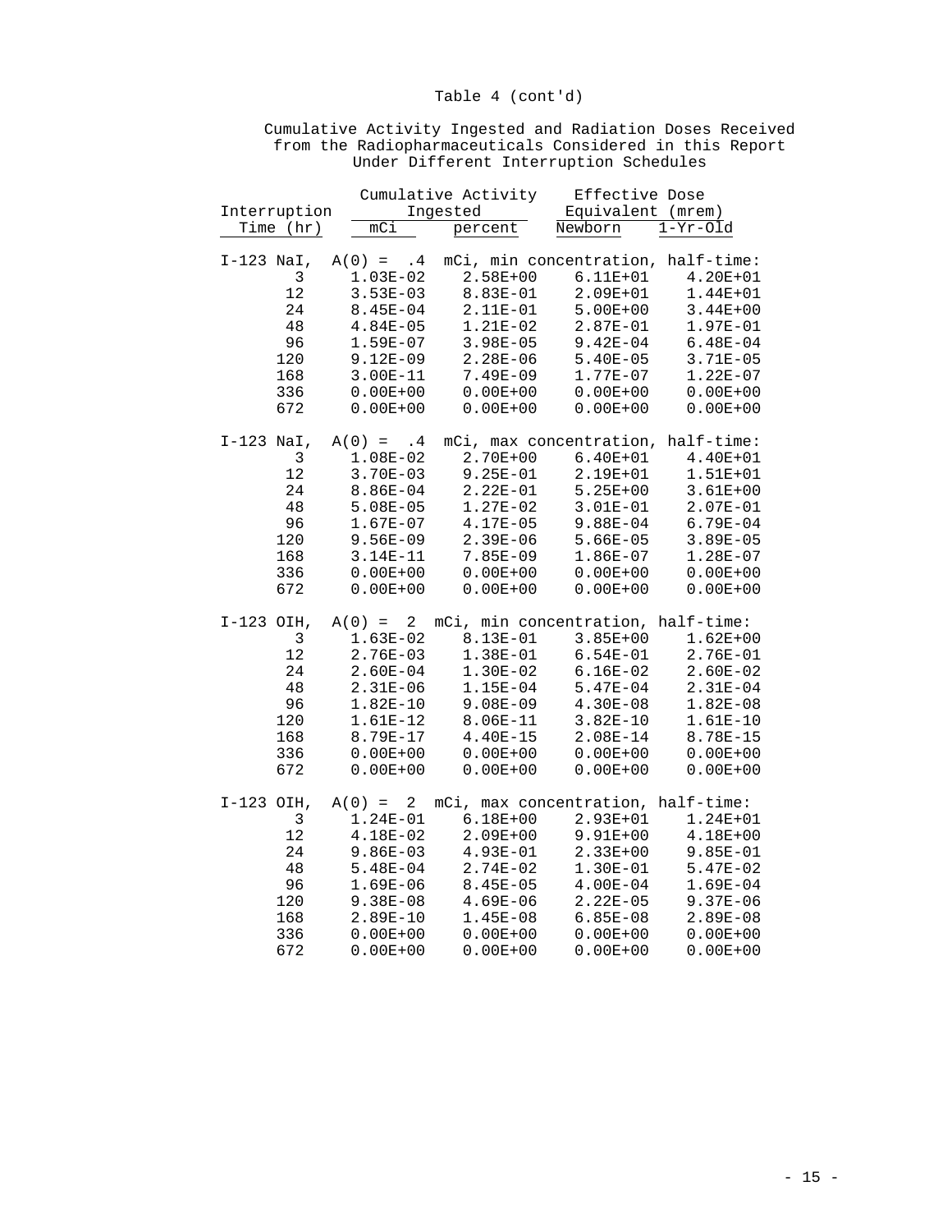Table 4 (cont'd)

Cumulative Activity Ingested and Radiation Doses Received from the Radiopharmaceuticals Considered in this Report Under Different Interruption Schedules

| Interruption | Cumulative Activity Ingested | | Effective Dose Equivalent (mrem) | |
|---|---|---|---|---|
| Time (hr) | mCi | percent | Newborn | 1-Yr-Old |
| **I-123 NaI, A(0) = .4 mCi, min concentration, half-time:** | | | | |
| 3 | 1.03E-02 | 2.58E+00 | 6.11E+01 | 4.20E+01 |
| 12 | 3.53E-03 | 8.83E-01 | 2.09E+01 | 1.44E+01 |
| 24 | 8.45E-04 | 2.11E-01 | 5.00E+00 | 3.44E+00 |
| 48 | 4.84E-05 | 1.21E-02 | 2.87E-01 | 1.97E-01 |
| 96 | 1.59E-07 | 3.98E-05 | 9.42E-04 | 6.48E-04 |
| 120 | 9.12E-09 | 2.28E-06 | 5.40E-05 | 3.71E-05 |
| 168 | 3.00E-11 | 7.49E-09 | 1.77E-07 | 1.22E-07 |
| 336 | 0.00E+00 | 0.00E+00 | 0.00E+00 | 0.00E+00 |
| 672 | 0.00E+00 | 0.00E+00 | 0.00E+00 | 0.00E+00 |
| **I-123 NaI, A(0) = .4 mCi, max concentration, half-time:** | | | | |
| 3 | 1.08E-02 | 2.70E+00 | 6.40E+01 | 4.40E+01 |
| 12 | 3.70E-03 | 9.25E-01 | 2.19E+01 | 1.51E+01 |
| 24 | 8.86E-04 | 2.22E-01 | 5.25E+00 | 3.61E+00 |
| 48 | 5.08E-05 | 1.27E-02 | 3.01E-01 | 2.07E-01 |
| 96 | 1.67E-07 | 4.17E-05 | 9.88E-04 | 6.79E-04 |
| 120 | 9.56E-09 | 2.39E-06 | 5.66E-05 | 3.89E-05 |
| 168 | 3.14E-11 | 7.85E-09 | 1.86E-07 | 1.28E-07 |
| 336 | 0.00E+00 | 0.00E+00 | 0.00E+00 | 0.00E+00 |
| 672 | 0.00E+00 | 0.00E+00 | 0.00E+00 | 0.00E+00 |
| **I-123 OIH, A(0) = 2 mCi, min concentration, half-time:** | | | | |
| 3 | 1.63E-02 | 8.13E-01 | 3.85E+00 | 1.62E+00 |
| 12 | 2.76E-03 | 1.38E-01 | 6.54E-01 | 2.76E-01 |
| 24 | 2.60E-04 | 1.30E-02 | 6.16E-02 | 2.60E-02 |
| 48 | 2.31E-06 | 1.15E-04 | 5.47E-04 | 2.31E-04 |
| 96 | 1.82E-10 | 9.08E-09 | 4.30E-08 | 1.82E-08 |
| 120 | 1.61E-12 | 8.06E-11 | 3.82E-10 | 1.61E-10 |
| 168 | 8.79E-17 | 4.40E-15 | 2.08E-14 | 8.78E-15 |
| 336 | 0.00E+00 | 0.00E+00 | 0.00E+00 | 0.00E+00 |
| 672 | 0.00E+00 | 0.00E+00 | 0.00E+00 | 0.00E+00 |
| **I-123 OIH, A(0) = 2 mCi, max concentration, half-time:** | | | | |
| 3 | 1.24E-01 | 6.18E+00 | 2.93E+01 | 1.24E+01 |
| 12 | 4.18E-02 | 2.09E+00 | 9.91E+00 | 4.18E+00 |
| 24 | 9.86E-03 | 4.93E-01 | 2.33E+00 | 9.85E-01 |
| 48 | 5.48E-04 | 2.74E-02 | 1.30E-01 | 5.47E-02 |
| 96 | 1.69E-06 | 8.45E-05 | 4.00E-04 | 1.69E-04 |
| 120 | 9.38E-08 | 4.69E-06 | 2.22E-05 | 9.37E-06 |
| 168 | 2.89E-10 | 1.45E-08 | 6.85E-08 | 2.89E-08 |
| 336 | 0.00E+00 | 0.00E+00 | 0.00E+00 | 0.00E+00 |
| 672 | 0.00E+00 | 0.00E+00 | 0.00E+00 | 0.00E+00 |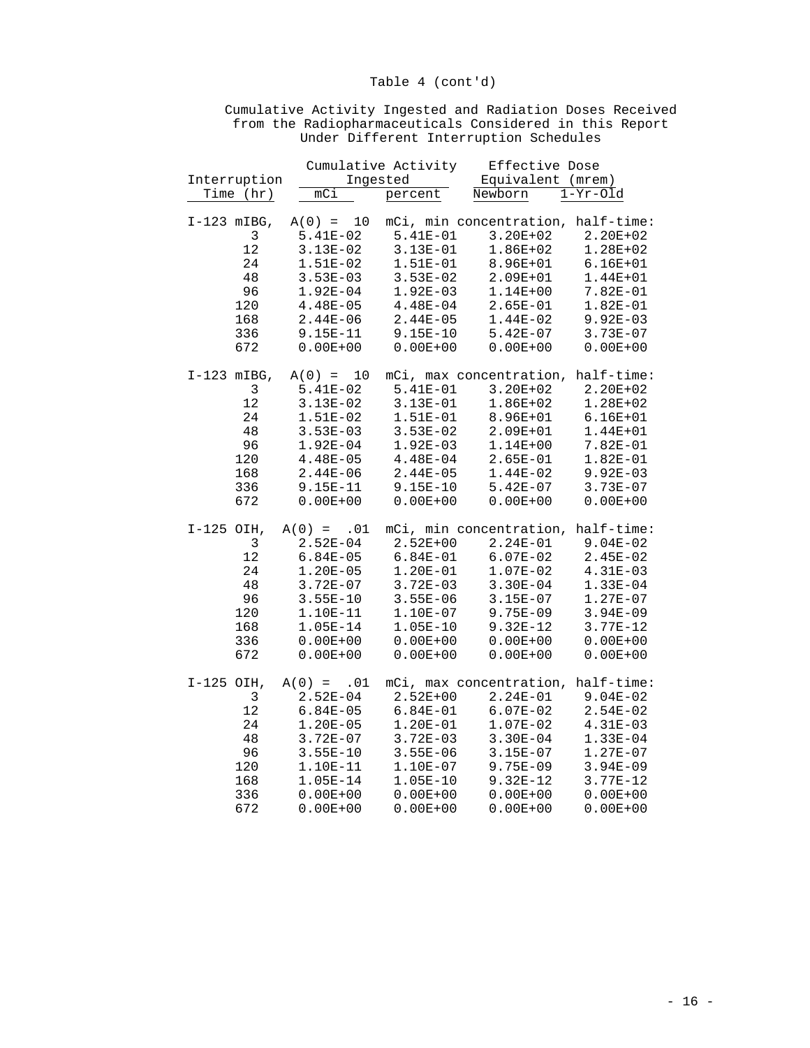Table 4 (cont'd)

Cumulative Activity Ingested and Radiation Doses Received from the Radiopharmaceuticals Considered in this Report Under Different Interruption Schedules

| Interruption | Cumulative Activity Ingested | | Effective Dose Equivalent (mrem) | |
|---|---|---|---|---|
| Time (hr) | mCi | percent | Newborn | 1-Yr-Old |
| **I-123 mIBG, A(0) = 10 mCi, min concentration, half-time:** | | | | |
| 3 | 5.41E-02 | 5.41E-01 | 3.20E+02 | 2.20E+02 |
| 12 | 3.13E-02 | 3.13E-01 | 1.86E+02 | 1.28E+02 |
| 24 | 1.51E-02 | 1.51E-01 | 8.96E+01 | 6.16E+01 |
| 48 | 3.53E-03 | 3.53E-02 | 2.09E+01 | 1.44E+01 |
| 96 | 1.92E-04 | 1.92E-03 | 1.14E+00 | 7.82E-01 |
| 120 | 4.48E-05 | 4.48E-04 | 2.65E-01 | 1.82E-01 |
| 168 | 2.44E-06 | 2.44E-05 | 1.44E-02 | 9.92E-03 |
| 336 | 9.15E-11 | 9.15E-10 | 5.42E-07 | 3.73E-07 |
| 672 | 0.00E+00 | 0.00E+00 | 0.00E+00 | 0.00E+00 |
| **I-123 mIBG, A(0) = 10 mCi, max concentration, half-time:** | | | | |
| 3 | 5.41E-02 | 5.41E-01 | 3.20E+02 | 2.20E+02 |
| 12 | 3.13E-02 | 3.13E-01 | 1.86E+02 | 1.28E+02 |
| 24 | 1.51E-02 | 1.51E-01 | 8.96E+01 | 6.16E+01 |
| 48 | 3.53E-03 | 3.53E-02 | 2.09E+01 | 1.44E+01 |
| 96 | 1.92E-04 | 1.92E-03 | 1.14E+00 | 7.82E-01 |
| 120 | 4.48E-05 | 4.48E-04 | 2.65E-01 | 1.82E-01 |
| 168 | 2.44E-06 | 2.44E-05 | 1.44E-02 | 9.92E-03 |
| 336 | 9.15E-11 | 9.15E-10 | 5.42E-07 | 3.73E-07 |
| 672 | 0.00E+00 | 0.00E+00 | 0.00E+00 | 0.00E+00 |
| **I-125 OIH, A(0) = .01 mCi, min concentration, half-time:** | | | | |
| 3 | 2.52E-04 | 2.52E+00 | 2.24E-01 | 9.04E-02 |
| 12 | 6.84E-05 | 6.84E-01 | 6.07E-02 | 2.45E-02 |
| 24 | 1.20E-05 | 1.20E-01 | 1.07E-02 | 4.31E-03 |
| 48 | 3.72E-07 | 3.72E-03 | 3.30E-04 | 1.33E-04 |
| 96 | 3.55E-10 | 3.55E-06 | 3.15E-07 | 1.27E-07 |
| 120 | 1.10E-11 | 1.10E-07 | 9.75E-09 | 3.94E-09 |
| 168 | 1.05E-14 | 1.05E-10 | 9.32E-12 | 3.77E-12 |
| 336 | 0.00E+00 | 0.00E+00 | 0.00E+00 | 0.00E+00 |
| 672 | 0.00E+00 | 0.00E+00 | 0.00E+00 | 0.00E+00 |
| **I-125 OIH, A(0) = .01 mCi, max concentration, half-time:** | | | | |
| 3 | 2.52E-04 | 2.52E+00 | 2.24E-01 | 9.04E-02 |
| 12 | 6.84E-05 | 6.84E-01 | 6.07E-02 | 2.54E-02 |
| 24 | 1.20E-05 | 1.20E-01 | 1.07E-02 | 4.31E-03 |
| 48 | 3.72E-07 | 3.72E-03 | 3.30E-04 | 1.33E-04 |
| 96 | 3.55E-10 | 3.55E-06 | 3.15E-07 | 1.27E-07 |
| 120 | 1.10E-11 | 1.10E-07 | 9.75E-09 | 3.94E-09 |
| 168 | 1.05E-14 | 1.05E-10 | 9.32E-12 | 3.77E-12 |
| 336 | 0.00E+00 | 0.00E+00 | 0.00E+00 | 0.00E+00 |
| 672 | 0.00E+00 | 0.00E+00 | 0.00E+00 | 0.00E+00 |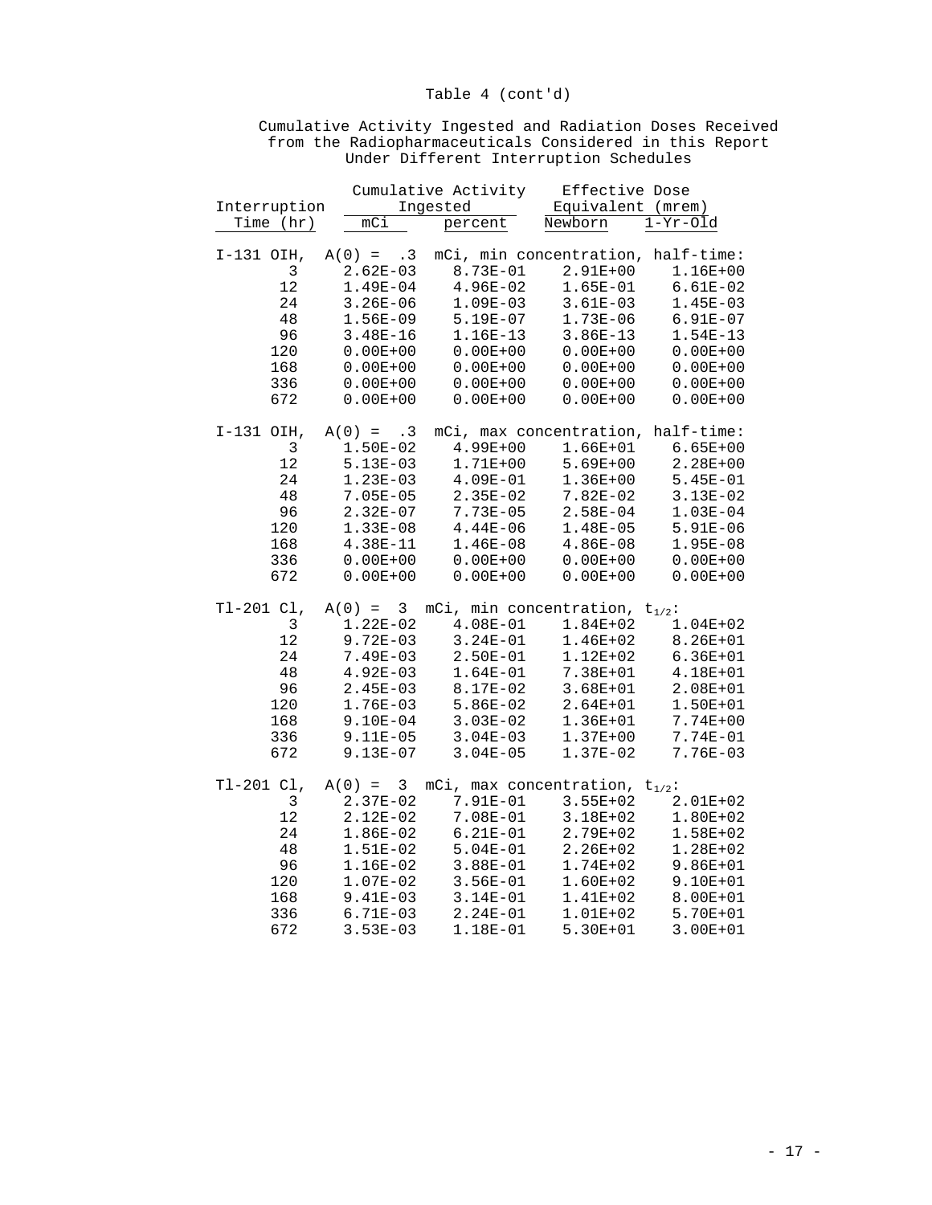Table 4 (cont'd)

Cumulative Activity Ingested and Radiation Doses Received from the Radiopharmaceuticals Considered in this Report Under Different Interruption Schedules

| Interruption | Cumulative Activity Ingested | | Effective Dose Equivalent (mrem) | |
|---|---|---|---|---|
| Time (hr) | mCi | percent | Newborn | 1-Yr-Old |
| **I-131 OIH, A(0) = .3 mCi, min concentration, half-time:** | | | | |
| 3 | 2.62E-03 | 8.73E-01 | 2.91E+00 | 1.16E+00 |
| 12 | 1.49E-04 | 4.96E-02 | 1.65E-01 | 6.61E-02 |
| 24 | 3.26E-06 | 1.09E-03 | 3.61E-03 | 1.45E-03 |
| 48 | 1.56E-09 | 5.19E-07 | 1.73E-06 | 6.91E-07 |
| 96 | 3.48E-16 | 1.16E-13 | 3.86E-13 | 1.54E-13 |
| 120 | 0.00E+00 | 0.00E+00 | 0.00E+00 | 0.00E+00 |
| 168 | 0.00E+00 | 0.00E+00 | 0.00E+00 | 0.00E+00 |
| 336 | 0.00E+00 | 0.00E+00 | 0.00E+00 | 0.00E+00 |
| 672 | 0.00E+00 | 0.00E+00 | 0.00E+00 | 0.00E+00 |
| **I-131 OIH, A(0) = .3 mCi, max concentration, half-time:** | | | | |
| 3 | 1.50E-02 | 4.99E+00 | 1.66E+01 | 6.65E+00 |
| 12 | 5.13E-03 | 1.71E+00 | 5.69E+00 | 2.28E+00 |
| 24 | 1.23E-03 | 4.09E-01 | 1.36E+00 | 5.45E-01 |
| 48 | 7.05E-05 | 2.35E-02 | 7.82E-02 | 3.13E-02 |
| 96 | 2.32E-07 | 7.73E-05 | 2.58E-04 | 1.03E-04 |
| 120 | 1.33E-08 | 4.44E-06 | 1.48E-05 | 5.91E-06 |
| 168 | 4.38E-11 | 1.46E-08 | 4.86E-08 | 1.95E-08 |
| 336 | 0.00E+00 | 0.00E+00 | 0.00E+00 | 0.00E+00 |
| 672 | 0.00E+00 | 0.00E+00 | 0.00E+00 | 0.00E+00 |
| **Tl-201 Cl, A(0) = 3 mCi, min concentration, $t_{1/2}$:** | | | | |
| 3 | 1.22E-02 | 4.08E-01 | 1.84E+02 | 1.04E+02 |
| 12 | 9.72E-03 | 3.24E-01 | 1.46E+02 | 8.26E+01 |
| 24 | 7.49E-03 | 2.50E-01 | 1.12E+02 | 6.36E+01 |
| 48 | 4.92E-03 | 1.64E-01 | 7.38E+01 | 4.18E+01 |
| 96 | 2.45E-03 | 8.17E-02 | 3.68E+01 | 2.08E+01 |
| 120 | 1.76E-03 | 5.86E-02 | 2.64E+01 | 1.50E+01 |
| 168 | 9.10E-04 | 3.03E-02 | 1.36E+01 | 7.74E+00 |
| 336 | 9.11E-05 | 3.04E-03 | 1.37E+00 | 7.74E-01 |
| 672 | 9.13E-07 | 3.04E-05 | 1.37E-02 | 7.76E-03 |
| **Tl-201 Cl, A(0) = 3 mCi, max concentration, $t_{1/2}$:** | | | | |
| 3 | 2.37E-02 | 7.91E-01 | 3.55E+02 | 2.01E+02 |
| 12 | 2.12E-02 | 7.08E-01 | 3.18E+02 | 1.80E+02 |
| 24 | 1.86E-02 | 6.21E-01 | 2.79E+02 | 1.58E+02 |
| 48 | 1.51E-02 | 5.04E-01 | 2.26E+02 | 1.28E+02 |
| 96 | 1.16E-02 | 3.88E-01 | 1.74E+02 | 9.86E+01 |
| 120 | 1.07E-02 | 3.56E-01 | 1.60E+02 | 9.10E+01 |
| 168 | 9.41E-03 | 3.14E-01 | 1.41E+02 | 8.00E+01 |
| 336 | 6.71E-03 | 2.24E-01 | 1.01E+02 | 5.70E+01 |
| 672 | 3.53E-03 | 1.18E-01 | 5.30E+01 | 3.00E+01 |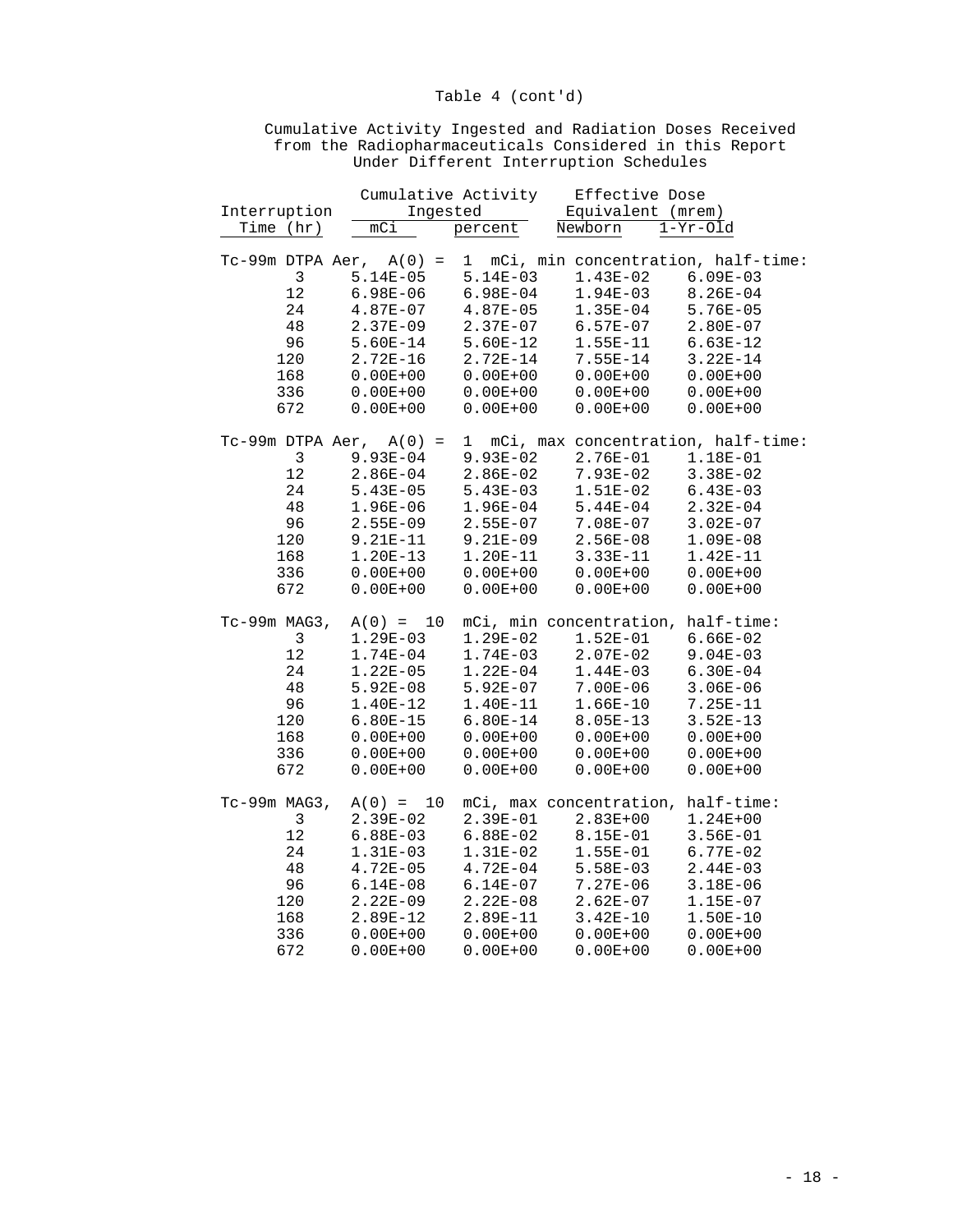Table 4 (cont'd)

Cumulative Activity Ingested and Radiation Doses Received from the Radiopharmaceuticals Considered in this Report Under Different Interruption Schedules

| Interruption Time (hr) | Cumulative Activity Ingested | | Effective Dose Equivalent (mrem) | |
|---|---|---|---|---|
| | mCi | percent | Newborn | 1-Yr-Old |
| **Tc-99m DTPA Aer, A(0) = 1 mCi, min concentration, half-time:** | | | | |
| 3 | 5.14E-05 | 5.14E-03 | 1.43E-02 | 6.09E-03 |
| 12 | 6.98E-06 | 6.98E-04 | 1.94E-03 | 8.26E-04 |
| 24 | 4.87E-07 | 4.87E-05 | 1.35E-04 | 5.76E-05 |
| 48 | 2.37E-09 | 2.37E-07 | 6.57E-07 | 2.80E-07 |
| 96 | 5.60E-14 | 5.60E-12 | 1.55E-11 | 6.63E-12 |
| 120 | 2.72E-16 | 2.72E-14 | 7.55E-14 | 3.22E-14 |
| 168 | 0.00E+00 | 0.00E+00 | 0.00E+00 | 0.00E+00 |
| 336 | 0.00E+00 | 0.00E+00 | 0.00E+00 | 0.00E+00 |
| 672 | 0.00E+00 | 0.00E+00 | 0.00E+00 | 0.00E+00 |
| **Tc-99m DTPA Aer, A(0) = 1 mCi, max concentration, half-time:** | | | | |
| 3 | 9.93E-04 | 9.93E-02 | 2.76E-01 | 1.18E-01 |
| 12 | 2.86E-04 | 2.86E-02 | 7.93E-02 | 3.38E-02 |
| 24 | 5.43E-05 | 5.43E-03 | 1.51E-02 | 6.43E-03 |
| 48 | 1.96E-06 | 1.96E-04 | 5.44E-04 | 2.32E-04 |
| 96 | 2.55E-09 | 2.55E-07 | 7.08E-07 | 3.02E-07 |
| 120 | 9.21E-11 | 9.21E-09 | 2.56E-08 | 1.09E-08 |
| 168 | 1.20E-13 | 1.20E-11 | 3.33E-11 | 1.42E-11 |
| 336 | 0.00E+00 | 0.00E+00 | 0.00E+00 | 0.00E+00 |
| 672 | 0.00E+00 | 0.00E+00 | 0.00E+00 | 0.00E+00 |
| **Tc-99m MAG3, A(0) = 10 mCi, min concentration, half-time:** | | | | |
| 3 | 1.29E-03 | 1.29E-02 | 1.52E-01 | 6.66E-02 |
| 12 | 1.74E-04 | 1.74E-03 | 2.07E-02 | 9.04E-03 |
| 24 | 1.22E-05 | 1.22E-04 | 1.44E-03 | 6.30E-04 |
| 48 | 5.92E-08 | 5.92E-07 | 7.00E-06 | 3.06E-06 |
| 96 | 1.40E-12 | 1.40E-11 | 1.66E-10 | 7.25E-11 |
| 120 | 6.80E-15 | 6.80E-14 | 8.05E-13 | 3.52E-13 |
| 168 | 0.00E+00 | 0.00E+00 | 0.00E+00 | 0.00E+00 |
| 336 | 0.00E+00 | 0.00E+00 | 0.00E+00 | 0.00E+00 |
| 672 | 0.00E+00 | 0.00E+00 | 0.00E+00 | 0.00E+00 |
| **Tc-99m MAG3, A(0) = 10 mCi, max concentration, half-time:** | | | | |
| 3 | 2.39E-02 | 2.39E-01 | 2.83E+00 | 1.24E+00 |
| 12 | 6.88E-03 | 6.88E-02 | 8.15E-01 | 3.56E-01 |
| 24 | 1.31E-03 | 1.31E-02 | 1.55E-01 | 6.77E-02 |
| 48 | 4.72E-05 | 4.72E-04 | 5.58E-03 | 2.44E-03 |
| 96 | 6.14E-08 | 6.14E-07 | 7.27E-06 | 3.18E-06 |
| 120 | 2.22E-09 | 2.22E-08 | 2.62E-07 | 1.15E-07 |
| 168 | 2.89E-12 | 2.89E-11 | 3.42E-10 | 1.50E-10 |
| 336 | 0.00E+00 | 0.00E+00 | 0.00E+00 | 0.00E+00 |
| 672 | 0.00E+00 | 0.00E+00 | 0.00E+00 | 0.00E+00 |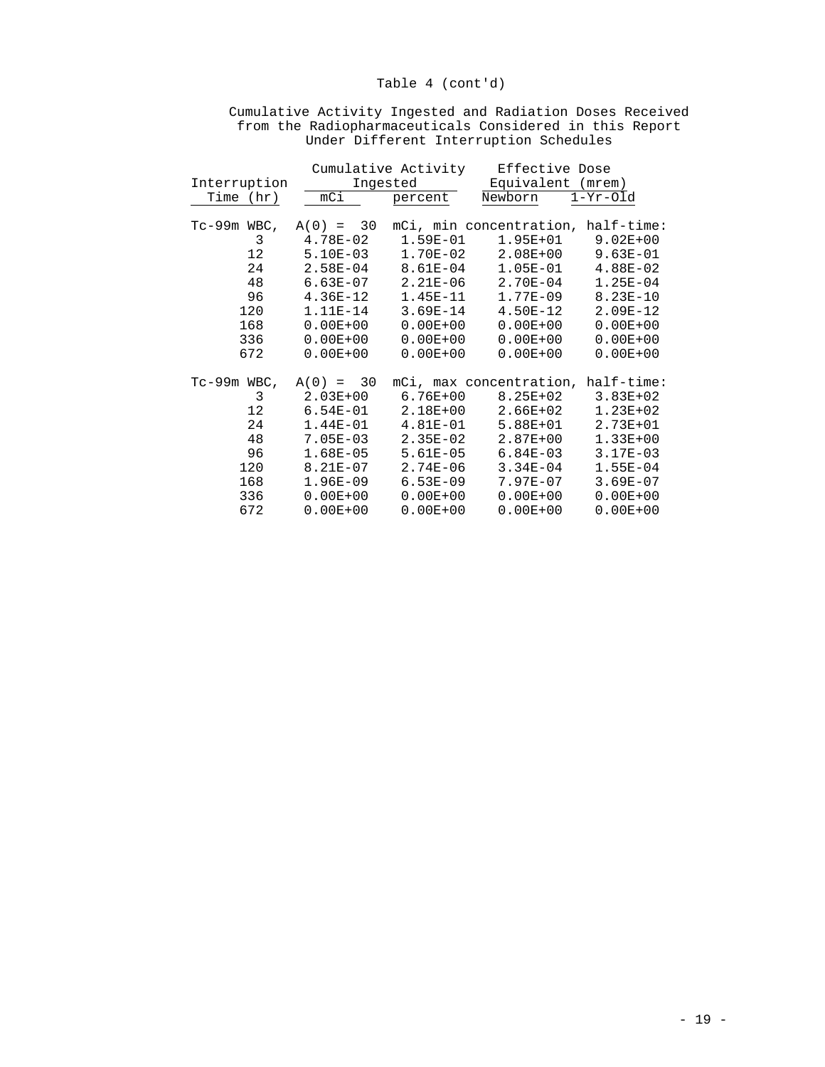Table 4 (cont'd)

Cumulative Activity Ingested and Radiation Doses Received from the Radiopharmaceuticals Considered in this Report Under Different Interruption Schedules

| Interruption | Cumulative Activity Ingested | | Effective Dose Equivalent (mrem) | |
|---|---|---|---|---|
| Time (hr) | mCi | percent | Newborn | 1-Yr-Old |
| Tc-99m WBC, | A(0) = 30 | mCi, min concentration, half-time: | | |
| 3 | 4.78E-02 | 1.59E-01 | 1.95E+01 | 9.02E+00 |
| 12 | 5.10E-03 | 1.70E-02 | 2.08E+00 | 9.63E-01 |
| 24 | 2.58E-04 | 8.61E-04 | 1.05E-01 | 4.88E-02 |
| 48 | 6.63E-07 | 2.21E-06 | 2.70E-04 | 1.25E-04 |
| 96 | 4.36E-12 | 1.45E-11 | 1.77E-09 | 8.23E-10 |
| 120 | 1.11E-14 | 3.69E-14 | 4.50E-12 | 2.09E-12 |
| 168 | 0.00E+00 | 0.00E+00 | 0.00E+00 | 0.00E+00 |
| 336 | 0.00E+00 | 0.00E+00 | 0.00E+00 | 0.00E+00 |
| 672 | 0.00E+00 | 0.00E+00 | 0.00E+00 | 0.00E+00 |
| Tc-99m WBC, | A(0) = 30 | mCi, max concentration, half-time: | | |
| 3 | 2.03E+00 | 6.76E+00 | 8.25E+02 | 3.83E+02 |
| 12 | 6.54E-01 | 2.18E+00 | 2.66E+02 | 1.23E+02 |
| 24 | 1.44E-01 | 4.81E-01 | 5.88E+01 | 2.73E+01 |
| 48 | 7.05E-03 | 2.35E-02 | 2.87E+00 | 1.33E+00 |
| 96 | 1.68E-05 | 5.61E-05 | 6.84E-03 | 3.17E-03 |
| 120 | 8.21E-07 | 2.74E-06 | 3.34E-04 | 1.55E-04 |
| 168 | 1.96E-09 | 6.53E-09 | 7.97E-07 | 3.69E-07 |
| 336 | 0.00E+00 | 0.00E+00 | 0.00E+00 | 0.00E+00 |
| 672 | 0.00E+00 | 0.00E+00 | 0.00E+00 | 0.00E+00 |